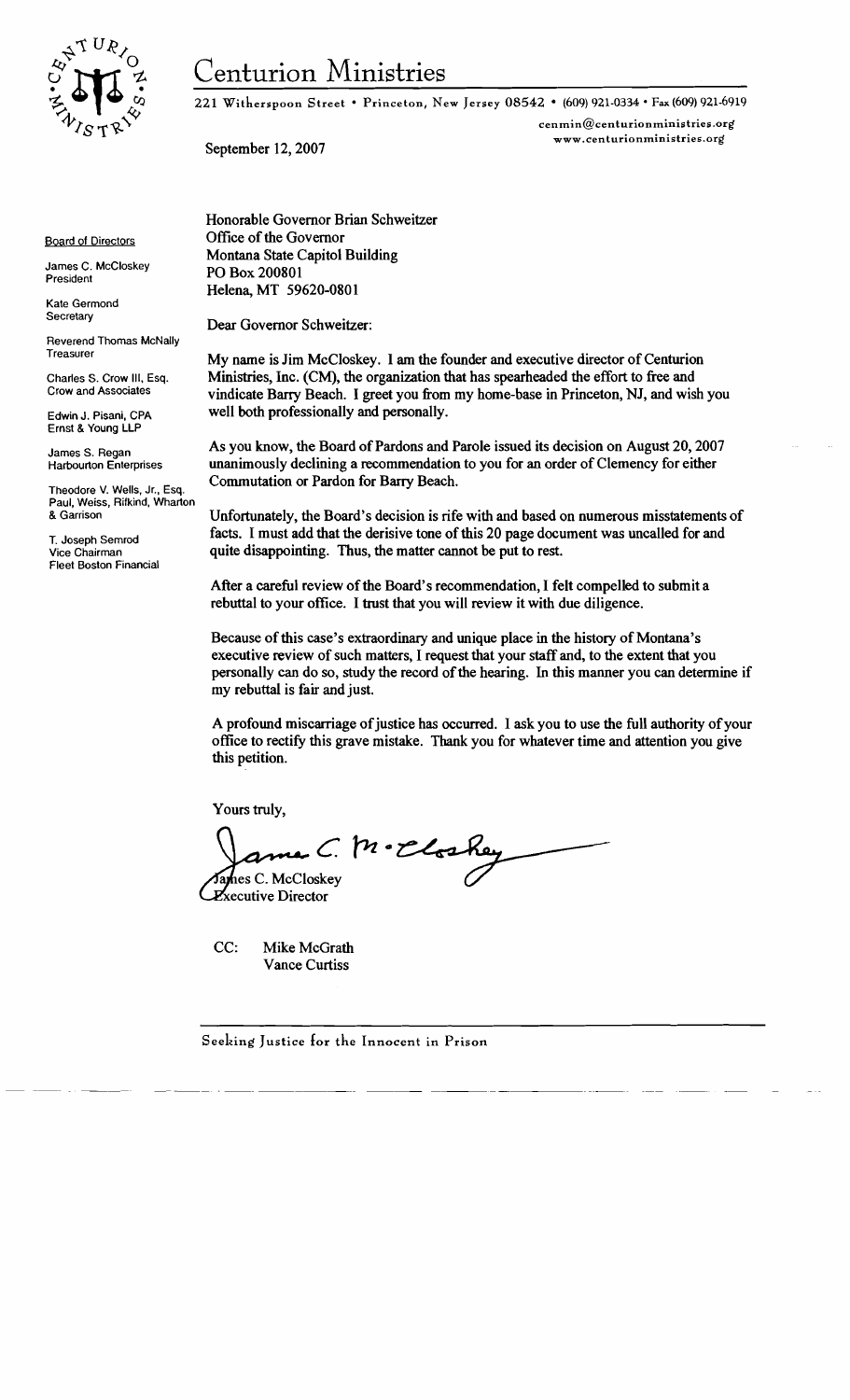# Centurion Ministries

221 Witherspoon Street • Princeton, New Jersey 08542 • (609) 921-0334 • Fax (609) 921-6919

cenmin@centurionministries.org
www.centurionministries.org

September 12, 2007

**Board of Directors**

James C. McCloskey
President

Kate Germond
Secretary

Reverend Thomas McNally
Treasurer

Charles S. Crow III, Esq.
Crow and Associates

Edwin J. Pisani, CPA
Ernst & Young LLP

James S. Regan
Harbourton Enterprises

Theodore V. Wells, Jr., Esq.
Paul, Weiss, Rifkind, Wharton & Garrison

T. Joseph Semrod
Vice Chairman
Fleet Boston Financial

Honorable Governor Brian Schweitzer
Office of the Governor
Montana State Capitol Building
PO Box 200801
Helena, MT 59620-0801

Dear Governor Schweitzer:

My name is Jim McCloskey. I am the founder and executive director of Centurion Ministries, Inc. (CM), the organization that has spearheaded the effort to free and vindicate Barry Beach. I greet you from my home-base in Princeton, NJ, and wish you well both professionally and personally.

As you know, the Board of Pardons and Parole issued its decision on August 20, 2007 unanimously declining a recommendation to you for an order of Clemency for either Commutation or Pardon for Barry Beach.

Unfortunately, the Board's decision is rife with and based on numerous misstatements of facts. I must add that the derisive tone of this 20 page document was uncalled for and quite disappointing. Thus, the matter cannot be put to rest.

After a careful review of the Board's recommendation, I felt compelled to submit a rebuttal to your office. I trust that you will review it with due diligence.

Because of this case's extraordinary and unique place in the history of Montana's executive review of such matters, I request that your staff and, to the extent that you personally can do so, study the record of the hearing. In this manner you can determine if my rebuttal is fair and just.

A profound miscarriage of justice has occurred. I ask you to use the full authority of your office to rectify this grave mistake. Thank you for whatever time and attention you give this petition.

Yours truly,

James C. McCloskey
Executive Director

CC: Mike McGrath
Vance Curtiss

Seeking Justice for the Innocent in Prison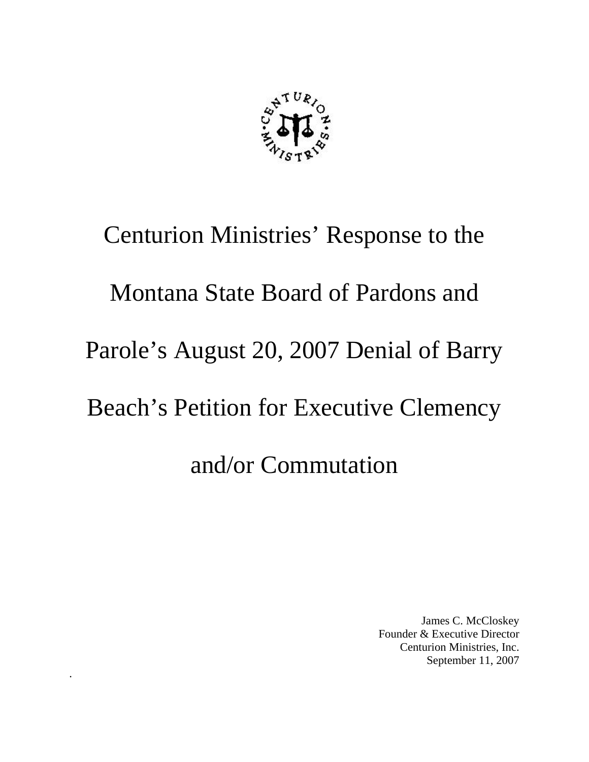# Centurion Ministries' Response to the Montana State Board of Pardons and Parole's August 20, 2007 Denial of Barry Beach's Petition for Executive Clemency and/or Commutation

James C. McCloskey
Founder & Executive Director
Centurion Ministries, Inc.
September 11, 2007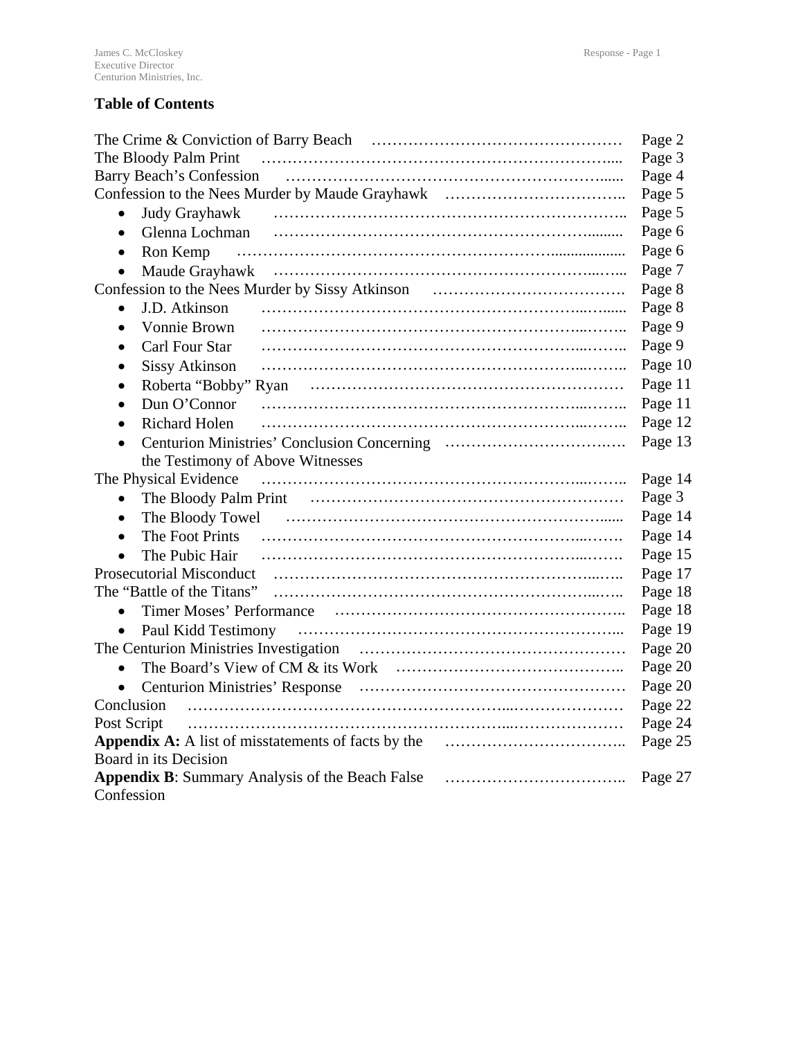## Table of Contents

| | |
|---|---|
| The Crime & Conviction of Barry Beach | Page 2 |
| The Bloody Palm Print | Page 3 |
| Barry Beach's Confession | Page 4 |
| Confession to the Nees Murder by Maude Grayhawk | Page 5 |
| • Judy Grayhawk | Page 5 |
| • Glenna Lochman | Page 6 |
| • Ron Kemp | Page 6 |
| • Maude Grayhawk | Page 7 |
| Confession to the Nees Murder by Sissy Atkinson | Page 8 |
| • J.D. Atkinson | Page 8 |
| • Vonnie Brown | Page 9 |
| • Carl Four Star | Page 9 |
| • Sissy Atkinson | Page 10 |
| • Roberta "Bobby" Ryan | Page 11 |
| • Dun O'Connor | Page 11 |
| • Richard Holen | Page 12 |
| • Centurion Ministries' Conclusion Concerning the Testimony of Above Witnesses | Page 13 |
| The Physical Evidence | Page 14 |
| • The Bloody Palm Print | Page 3 |
| • The Bloody Towel | Page 14 |
| • The Foot Prints | Page 14 |
| • The Pubic Hair | Page 15 |
| Prosecutorial Misconduct | Page 17 |
| The "Battle of the Titans" | Page 18 |
| • Timer Moses' Performance | Page 18 |
| • Paul Kidd Testimony | Page 19 |
| The Centurion Ministries Investigation | Page 20 |
| • The Board's View of CM & its Work | Page 20 |
| • Centurion Ministries' Response | Page 20 |
| Conclusion | Page 22 |
| Post Script | Page 24 |
| **Appendix A:** A list of misstatements of facts by the Board in its Decision | Page 25 |
| **Appendix B**: Summary Analysis of the Beach False Confession | Page 27 |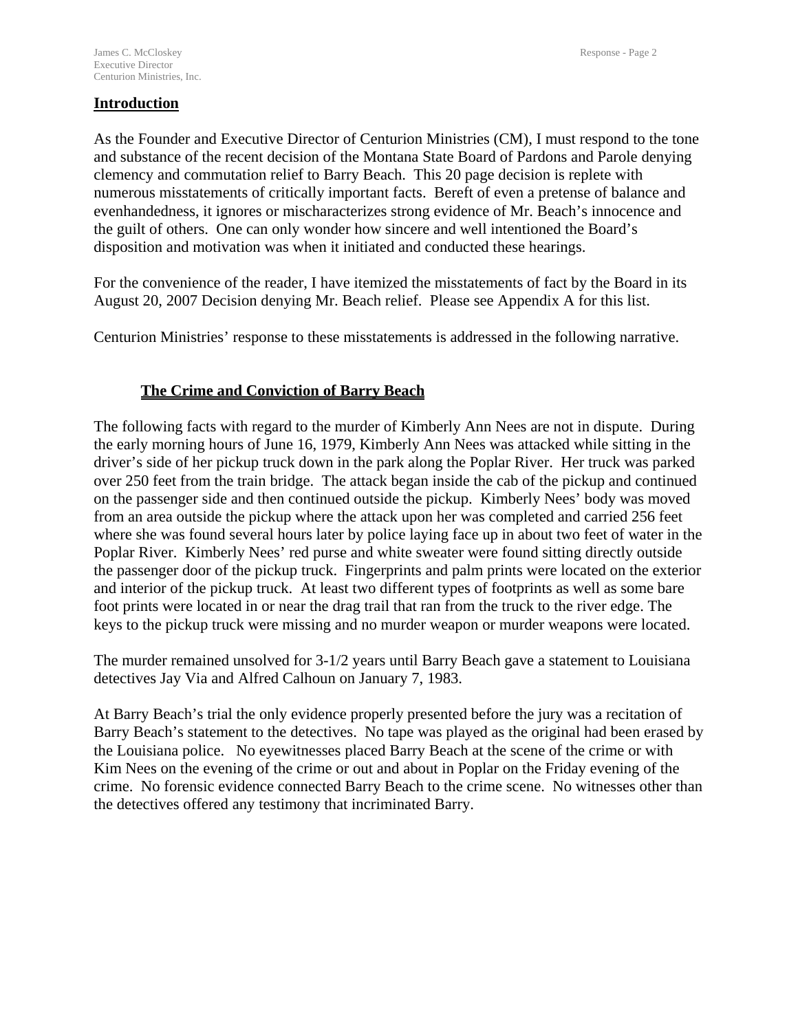## Introduction

As the Founder and Executive Director of Centurion Ministries (CM), I must respond to the tone and substance of the recent decision of the Montana State Board of Pardons and Parole denying clemency and commutation relief to Barry Beach. This 20 page decision is replete with numerous misstatements of critically important facts. Bereft of even a pretense of balance and evenhandedness, it ignores or mischaracterizes strong evidence of Mr. Beach's innocence and the guilt of others. One can only wonder how sincere and well intentioned the Board's disposition and motivation was when it initiated and conducted these hearings.

For the convenience of the reader, I have itemized the misstatements of fact by the Board in its August 20, 2007 Decision denying Mr. Beach relief. Please see Appendix A for this list.

Centurion Ministries' response to these misstatements is addressed in the following narrative.

### The Crime and Conviction of Barry Beach

The following facts with regard to the murder of Kimberly Ann Nees are not in dispute. During the early morning hours of June 16, 1979, Kimberly Ann Nees was attacked while sitting in the driver's side of her pickup truck down in the park along the Poplar River. Her truck was parked over 250 feet from the train bridge. The attack began inside the cab of the pickup and continued on the passenger side and then continued outside the pickup. Kimberly Nees' body was moved from an area outside the pickup where the attack upon her was completed and carried 256 feet where she was found several hours later by police laying face up in about two feet of water in the Poplar River. Kimberly Nees' red purse and white sweater were found sitting directly outside the passenger door of the pickup truck. Fingerprints and palm prints were located on the exterior and interior of the pickup truck. At least two different types of footprints as well as some bare foot prints were located in or near the drag trail that ran from the truck to the river edge. The keys to the pickup truck were missing and no murder weapon or murder weapons were located.

The murder remained unsolved for 3-1/2 years until Barry Beach gave a statement to Louisiana detectives Jay Via and Alfred Calhoun on January 7, 1983.

At Barry Beach's trial the only evidence properly presented before the jury was a recitation of Barry Beach's statement to the detectives. No tape was played as the original had been erased by the Louisiana police. No eyewitnesses placed Barry Beach at the scene of the crime or with Kim Nees on the evening of the crime or out and about in Poplar on the Friday evening of the crime. No forensic evidence connected Barry Beach to the crime scene. No witnesses other than the detectives offered any testimony that incriminated Barry.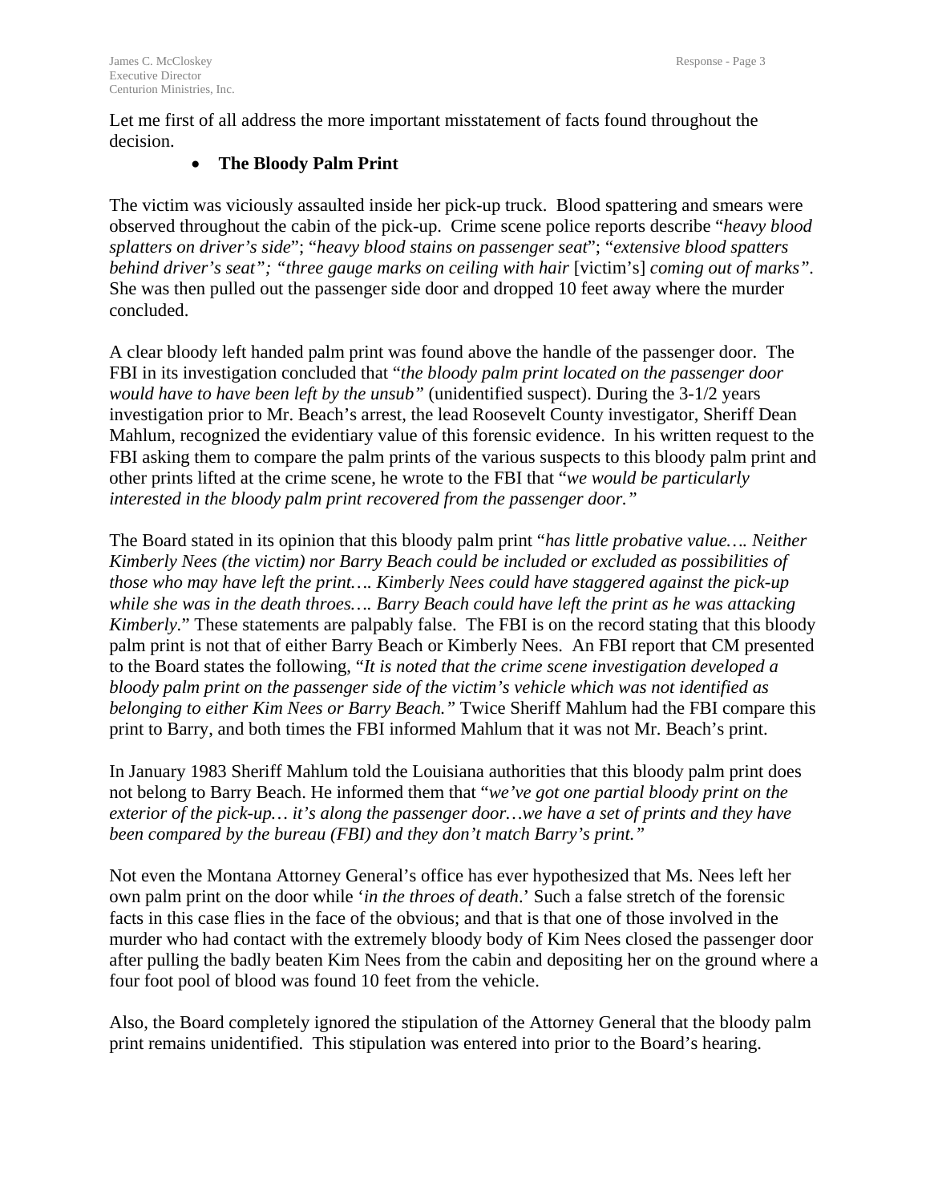Let me first of all address the more important misstatement of facts found throughout the decision.

- **The Bloody Palm Print**

The victim was viciously assaulted inside her pick-up truck. Blood spattering and smears were observed throughout the cabin of the pick-up. Crime scene police reports describe "*heavy blood splatters on driver's side*"; "*heavy blood stains on passenger seat*"; "*extensive blood spatters behind driver's seat"; "three gauge marks on ceiling with hair* [victim's] *coming out of marks"*. She was then pulled out the passenger side door and dropped 10 feet away where the murder concluded.

A clear bloody left handed palm print was found above the handle of the passenger door. The FBI in its investigation concluded that "*the bloody palm print located on the passenger door would have to have been left by the unsub"* (unidentified suspect). During the 3-1/2 years investigation prior to Mr. Beach's arrest, the lead Roosevelt County investigator, Sheriff Dean Mahlum, recognized the evidentiary value of this forensic evidence. In his written request to the FBI asking them to compare the palm prints of the various suspects to this bloody palm print and other prints lifted at the crime scene, he wrote to the FBI that "*we would be particularly interested in the bloody palm print recovered from the passenger door."*

The Board stated in its opinion that this bloody palm print "*has little probative value…. Neither Kimberly Nees (the victim) nor Barry Beach could be included or excluded as possibilities of those who may have left the print…. Kimberly Nees could have staggered against the pick-up while she was in the death throes…. Barry Beach could have left the print as he was attacking Kimberly.*" These statements are palpably false. The FBI is on the record stating that this bloody palm print is not that of either Barry Beach or Kimberly Nees. An FBI report that CM presented to the Board states the following, "*It is noted that the crime scene investigation developed a bloody palm print on the passenger side of the victim's vehicle which was not identified as belonging to either Kim Nees or Barry Beach."* Twice Sheriff Mahlum had the FBI compare this print to Barry, and both times the FBI informed Mahlum that it was not Mr. Beach's print.

In January 1983 Sheriff Mahlum told the Louisiana authorities that this bloody palm print does not belong to Barry Beach. He informed them that "*we've got one partial bloody print on the exterior of the pick-up… it's along the passenger door…we have a set of prints and they have been compared by the bureau (FBI) and they don't match Barry's print."*

Not even the Montana Attorney General's office has ever hypothesized that Ms. Nees left her own palm print on the door while '*in the throes of death*.' Such a false stretch of the forensic facts in this case flies in the face of the obvious; and that is that one of those involved in the murder who had contact with the extremely bloody body of Kim Nees closed the passenger door after pulling the badly beaten Kim Nees from the cabin and depositing her on the ground where a four foot pool of blood was found 10 feet from the vehicle.

Also, the Board completely ignored the stipulation of the Attorney General that the bloody palm print remains unidentified. This stipulation was entered into prior to the Board's hearing.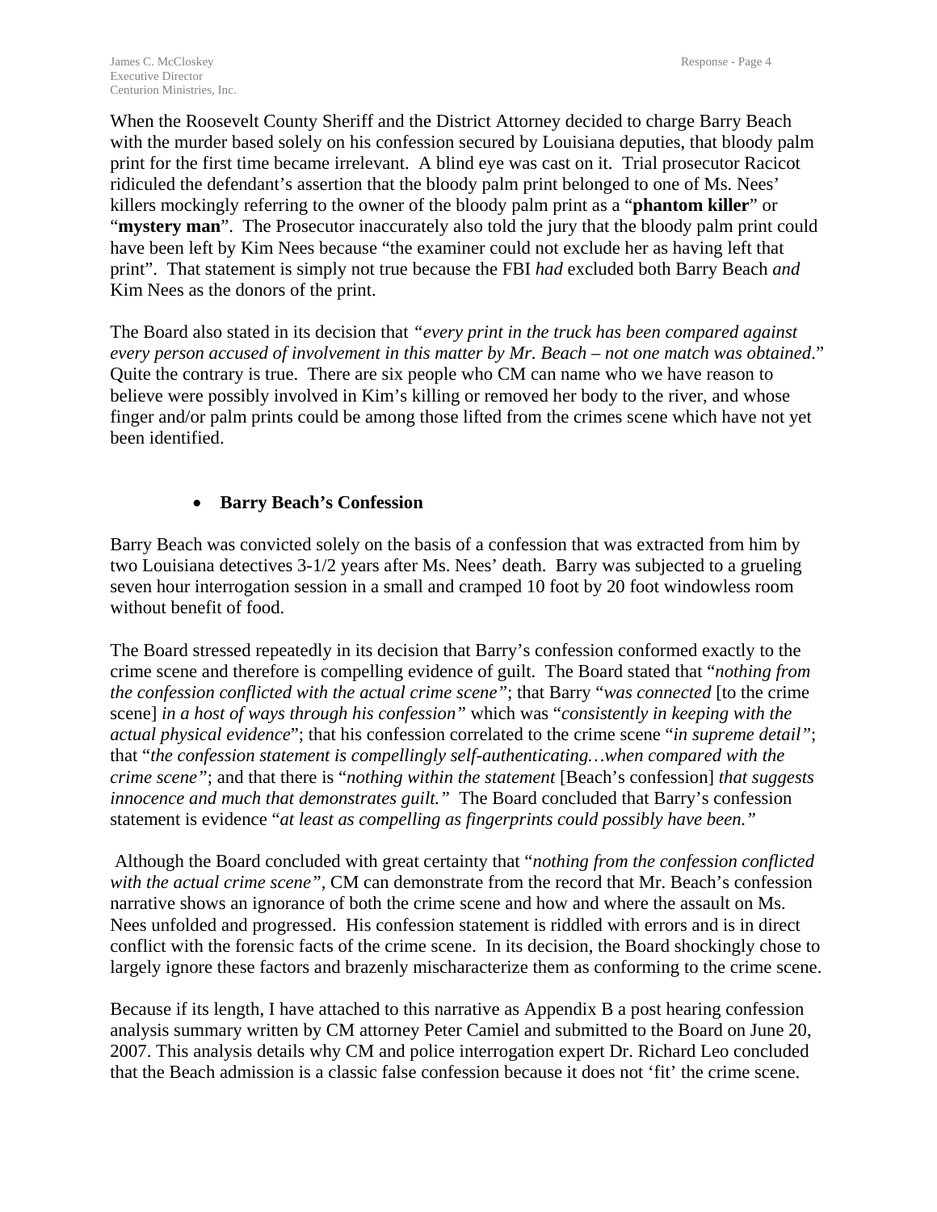When the Roosevelt County Sheriff and the District Attorney decided to charge Barry Beach with the murder based solely on his confession secured by Louisiana deputies, that bloody palm print for the first time became irrelevant. A blind eye was cast on it. Trial prosecutor Racicot ridiculed the defendant's assertion that the bloody palm print belonged to one of Ms. Nees' killers mockingly referring to the owner of the bloody palm print as a "**phantom killer**" or "**mystery man**". The Prosecutor inaccurately also told the jury that the bloody palm print could have been left by Kim Nees because "the examiner could not exclude her as having left that print". That statement is simply not true because the FBI *had* excluded both Barry Beach *and* Kim Nees as the donors of the print.

The Board also stated in its decision that *"every print in the truck has been compared against every person accused of involvement in this matter by Mr. Beach – not one match was obtained*." Quite the contrary is true. There are six people who CM can name who we have reason to believe were possibly involved in Kim's killing or removed her body to the river, and whose finger and/or palm prints could be among those lifted from the crimes scene which have not yet been identified.

- **Barry Beach's Confession**

Barry Beach was convicted solely on the basis of a confession that was extracted from him by two Louisiana detectives 3-1/2 years after Ms. Nees' death. Barry was subjected to a grueling seven hour interrogation session in a small and cramped 10 foot by 20 foot windowless room without benefit of food.

The Board stressed repeatedly in its decision that Barry's confession conformed exactly to the crime scene and therefore is compelling evidence of guilt. The Board stated that "*nothing from the confession conflicted with the actual crime scene"*; that Barry "*was connected* [to the crime scene] *in a host of ways through his confession"* which was "*consistently in keeping with the actual physical evidence*"; that his confession correlated to the crime scene "*in supreme detail"*; that "*the confession statement is compellingly self-authenticating…when compared with the crime scene"*; and that there is "*nothing within the statement* [Beach's confession] *that suggests innocence and much that demonstrates guilt."* The Board concluded that Barry's confession statement is evidence "*at least as compelling as fingerprints could possibly have been."*

Although the Board concluded with great certainty that "*nothing from the confession conflicted with the actual crime scene"*, CM can demonstrate from the record that Mr. Beach's confession narrative shows an ignorance of both the crime scene and how and where the assault on Ms. Nees unfolded and progressed. His confession statement is riddled with errors and is in direct conflict with the forensic facts of the crime scene. In its decision, the Board shockingly chose to largely ignore these factors and brazenly mischaracterize them as conforming to the crime scene.

Because if its length, I have attached to this narrative as Appendix B a post hearing confession analysis summary written by CM attorney Peter Camiel and submitted to the Board on June 20, 2007. This analysis details why CM and police interrogation expert Dr. Richard Leo concluded that the Beach admission is a classic false confession because it does not 'fit' the crime scene.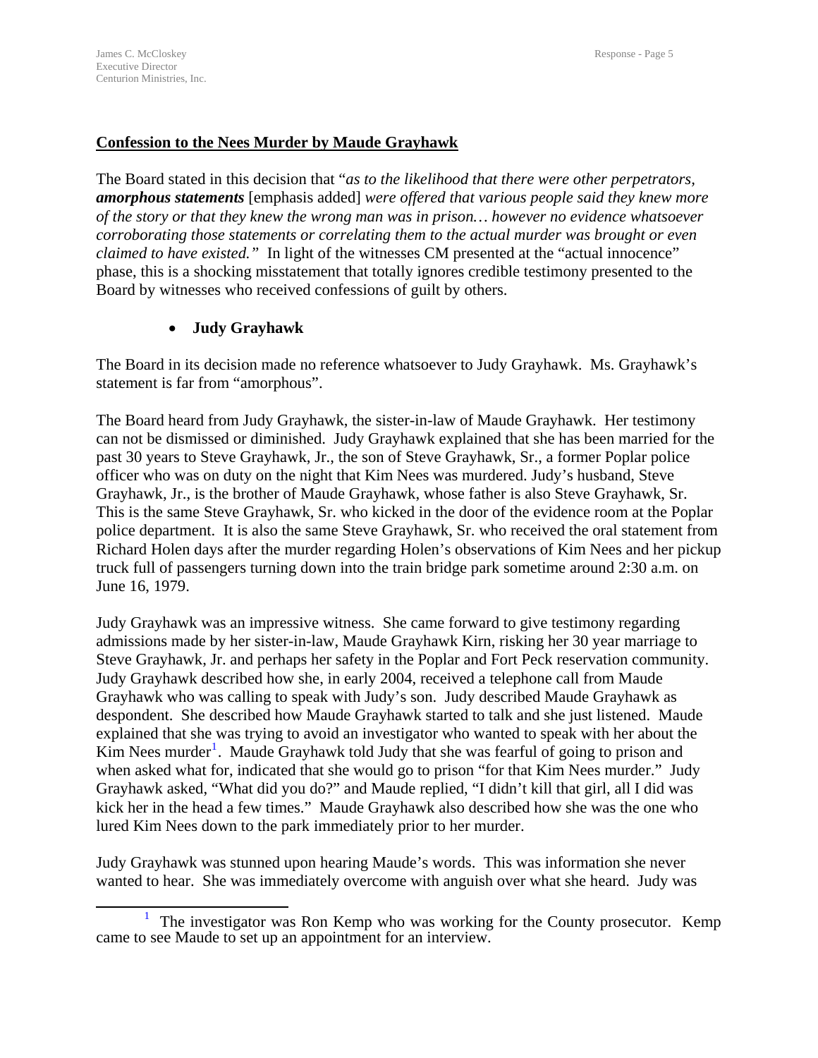## **Confession to the Nees Murder by Maude Grayhawk**

The Board stated in this decision that "*as to the likelihood that there were other perpetrators,* ***amorphous statements*** [emphasis added] *were offered that various people said they knew more of the story or that they knew the wrong man was in prison… however no evidence whatsoever corroborating those statements or correlating them to the actual murder was brought or even claimed to have existed."* In light of the witnesses CM presented at the "actual innocence" phase, this is a shocking misstatement that totally ignores credible testimony presented to the Board by witnesses who received confessions of guilt by others.

- **Judy Grayhawk**

The Board in its decision made no reference whatsoever to Judy Grayhawk. Ms. Grayhawk's statement is far from "amorphous".

The Board heard from Judy Grayhawk, the sister-in-law of Maude Grayhawk. Her testimony can not be dismissed or diminished. Judy Grayhawk explained that she has been married for the past 30 years to Steve Grayhawk, Jr., the son of Steve Grayhawk, Sr., a former Poplar police officer who was on duty on the night that Kim Nees was murdered. Judy's husband, Steve Grayhawk, Jr., is the brother of Maude Grayhawk, whose father is also Steve Grayhawk, Sr. This is the same Steve Grayhawk, Sr. who kicked in the door of the evidence room at the Poplar police department. It is also the same Steve Grayhawk, Sr. who received the oral statement from Richard Holen days after the murder regarding Holen's observations of Kim Nees and her pickup truck full of passengers turning down into the train bridge park sometime around 2:30 a.m. on June 16, 1979.

Judy Grayhawk was an impressive witness. She came forward to give testimony regarding admissions made by her sister-in-law, Maude Grayhawk Kirn, risking her 30 year marriage to Steve Grayhawk, Jr. and perhaps her safety in the Poplar and Fort Peck reservation community. Judy Grayhawk described how she, in early 2004, received a telephone call from Maude Grayhawk who was calling to speak with Judy's son. Judy described Maude Grayhawk as despondent. She described how Maude Grayhawk started to talk and she just listened. Maude explained that she was trying to avoid an investigator who wanted to speak with her about the Kim Nees murder[1]. Maude Grayhawk told Judy that she was fearful of going to prison and when asked what for, indicated that she would go to prison "for that Kim Nees murder." Judy Grayhawk asked, "What did you do?" and Maude replied, "I didn't kill that girl, all I did was kick her in the head a few times." Maude Grayhawk also described how she was the one who lured Kim Nees down to the park immediately prior to her murder.

Judy Grayhawk was stunned upon hearing Maude's words. This was information she never wanted to hear. She was immediately overcome with anguish over what she heard. Judy was

[1] The investigator was Ron Kemp who was working for the County prosecutor. Kemp came to see Maude to set up an appointment for an interview.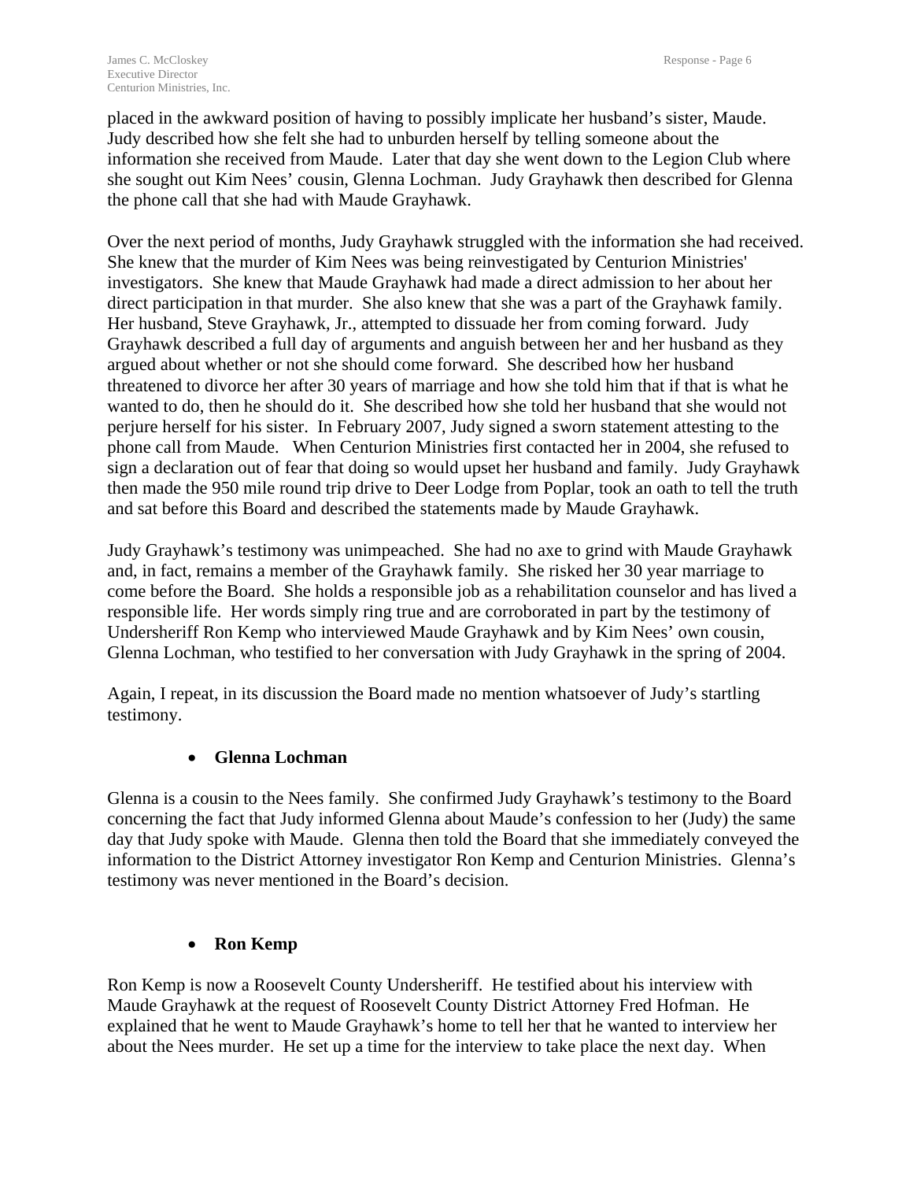placed in the awkward position of having to possibly implicate her husband's sister, Maude. Judy described how she felt she had to unburden herself by telling someone about the information she received from Maude. Later that day she went down to the Legion Club where she sought out Kim Nees' cousin, Glenna Lochman. Judy Grayhawk then described for Glenna the phone call that she had with Maude Grayhawk.

Over the next period of months, Judy Grayhawk struggled with the information she had received. She knew that the murder of Kim Nees was being reinvestigated by Centurion Ministries' investigators. She knew that Maude Grayhawk had made a direct admission to her about her direct participation in that murder. She also knew that she was a part of the Grayhawk family. Her husband, Steve Grayhawk, Jr., attempted to dissuade her from coming forward. Judy Grayhawk described a full day of arguments and anguish between her and her husband as they argued about whether or not she should come forward. She described how her husband threatened to divorce her after 30 years of marriage and how she told him that if that is what he wanted to do, then he should do it. She described how she told her husband that she would not perjure herself for his sister. In February 2007, Judy signed a sworn statement attesting to the phone call from Maude. When Centurion Ministries first contacted her in 2004, she refused to sign a declaration out of fear that doing so would upset her husband and family. Judy Grayhawk then made the 950 mile round trip drive to Deer Lodge from Poplar, took an oath to tell the truth and sat before this Board and described the statements made by Maude Grayhawk.

Judy Grayhawk's testimony was unimpeached. She had no axe to grind with Maude Grayhawk and, in fact, remains a member of the Grayhawk family. She risked her 30 year marriage to come before the Board. She holds a responsible job as a rehabilitation counselor and has lived a responsible life. Her words simply ring true and are corroborated in part by the testimony of Undersheriff Ron Kemp who interviewed Maude Grayhawk and by Kim Nees' own cousin, Glenna Lochman, who testified to her conversation with Judy Grayhawk in the spring of 2004.

Again, I repeat, in its discussion the Board made no mention whatsoever of Judy's startling testimony.

- **Glenna Lochman**

Glenna is a cousin to the Nees family. She confirmed Judy Grayhawk's testimony to the Board concerning the fact that Judy informed Glenna about Maude's confession to her (Judy) the same day that Judy spoke with Maude. Glenna then told the Board that she immediately conveyed the information to the District Attorney investigator Ron Kemp and Centurion Ministries. Glenna's testimony was never mentioned in the Board's decision.

- **Ron Kemp**

Ron Kemp is now a Roosevelt County Undersheriff. He testified about his interview with Maude Grayhawk at the request of Roosevelt County District Attorney Fred Hofman. He explained that he went to Maude Grayhawk's home to tell her that he wanted to interview her about the Nees murder. He set up a time for the interview to take place the next day. When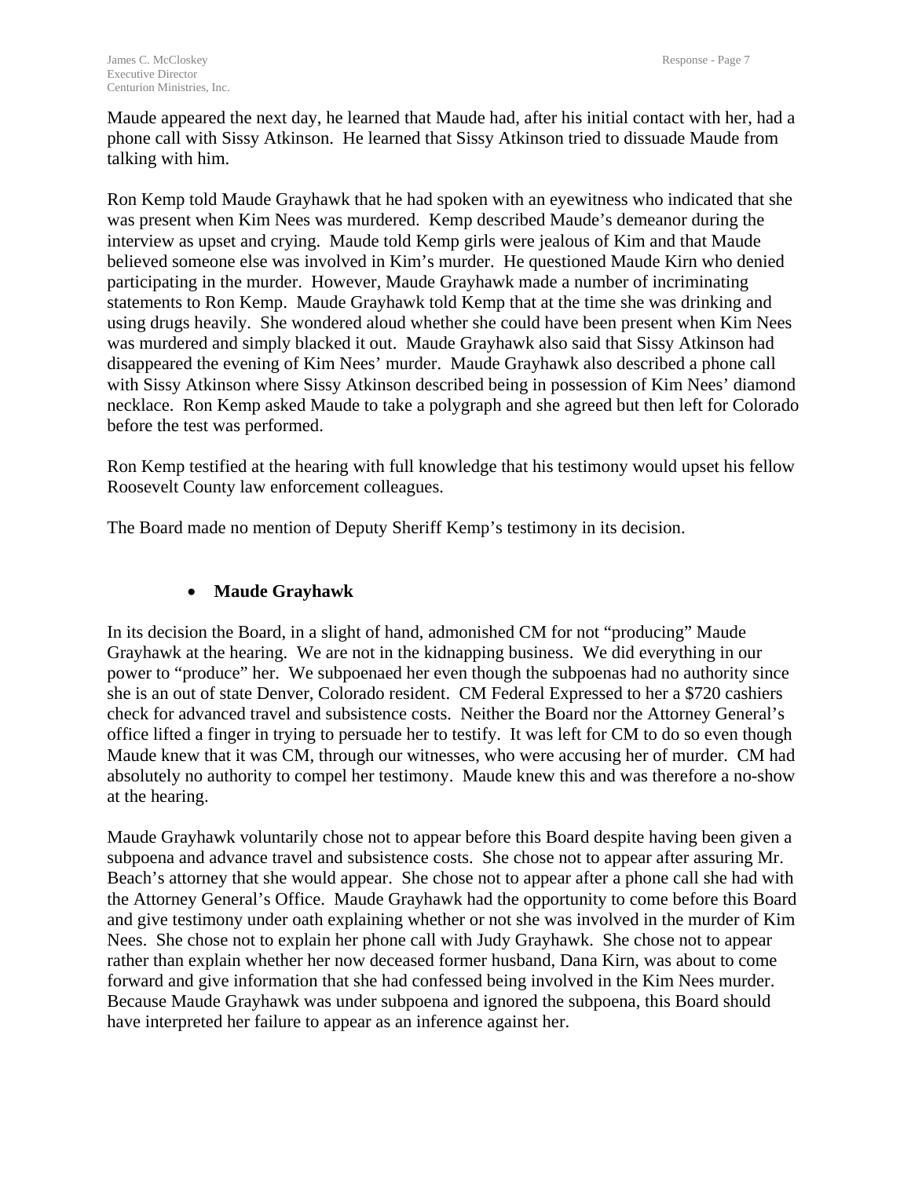Maude appeared the next day, he learned that Maude had, after his initial contact with her, had a phone call with Sissy Atkinson. He learned that Sissy Atkinson tried to dissuade Maude from talking with him.

Ron Kemp told Maude Grayhawk that he had spoken with an eyewitness who indicated that she was present when Kim Nees was murdered. Kemp described Maude's demeanor during the interview as upset and crying. Maude told Kemp girls were jealous of Kim and that Maude believed someone else was involved in Kim's murder. He questioned Maude Kirn who denied participating in the murder. However, Maude Grayhawk made a number of incriminating statements to Ron Kemp. Maude Grayhawk told Kemp that at the time she was drinking and using drugs heavily. She wondered aloud whether she could have been present when Kim Nees was murdered and simply blacked it out. Maude Grayhawk also said that Sissy Atkinson had disappeared the evening of Kim Nees' murder. Maude Grayhawk also described a phone call with Sissy Atkinson where Sissy Atkinson described being in possession of Kim Nees' diamond necklace. Ron Kemp asked Maude to take a polygraph and she agreed but then left for Colorado before the test was performed.

Ron Kemp testified at the hearing with full knowledge that his testimony would upset his fellow Roosevelt County law enforcement colleagues.

The Board made no mention of Deputy Sheriff Kemp's testimony in its decision.

- **Maude Grayhawk**

In its decision the Board, in a slight of hand, admonished CM for not "producing" Maude Grayhawk at the hearing. We are not in the kidnapping business. We did everything in our power to "produce" her. We subpoenaed her even though the subpoenas had no authority since she is an out of state Denver, Colorado resident. CM Federal Expressed to her a $720 cashiers check for advanced travel and subsistence costs. Neither the Board nor the Attorney General's office lifted a finger in trying to persuade her to testify. It was left for CM to do so even though Maude knew that it was CM, through our witnesses, who were accusing her of murder. CM had absolutely no authority to compel her testimony. Maude knew this and was therefore a no-show at the hearing.

Maude Grayhawk voluntarily chose not to appear before this Board despite having been given a subpoena and advance travel and subsistence costs. She chose not to appear after assuring Mr. Beach's attorney that she would appear. She chose not to appear after a phone call she had with the Attorney General's Office. Maude Grayhawk had the opportunity to come before this Board and give testimony under oath explaining whether or not she was involved in the murder of Kim Nees. She chose not to explain her phone call with Judy Grayhawk. She chose not to appear rather than explain whether her now deceased former husband, Dana Kirn, was about to come forward and give information that she had confessed being involved in the Kim Nees murder. Because Maude Grayhawk was under subpoena and ignored the subpoena, this Board should have interpreted her failure to appear as an inference against her.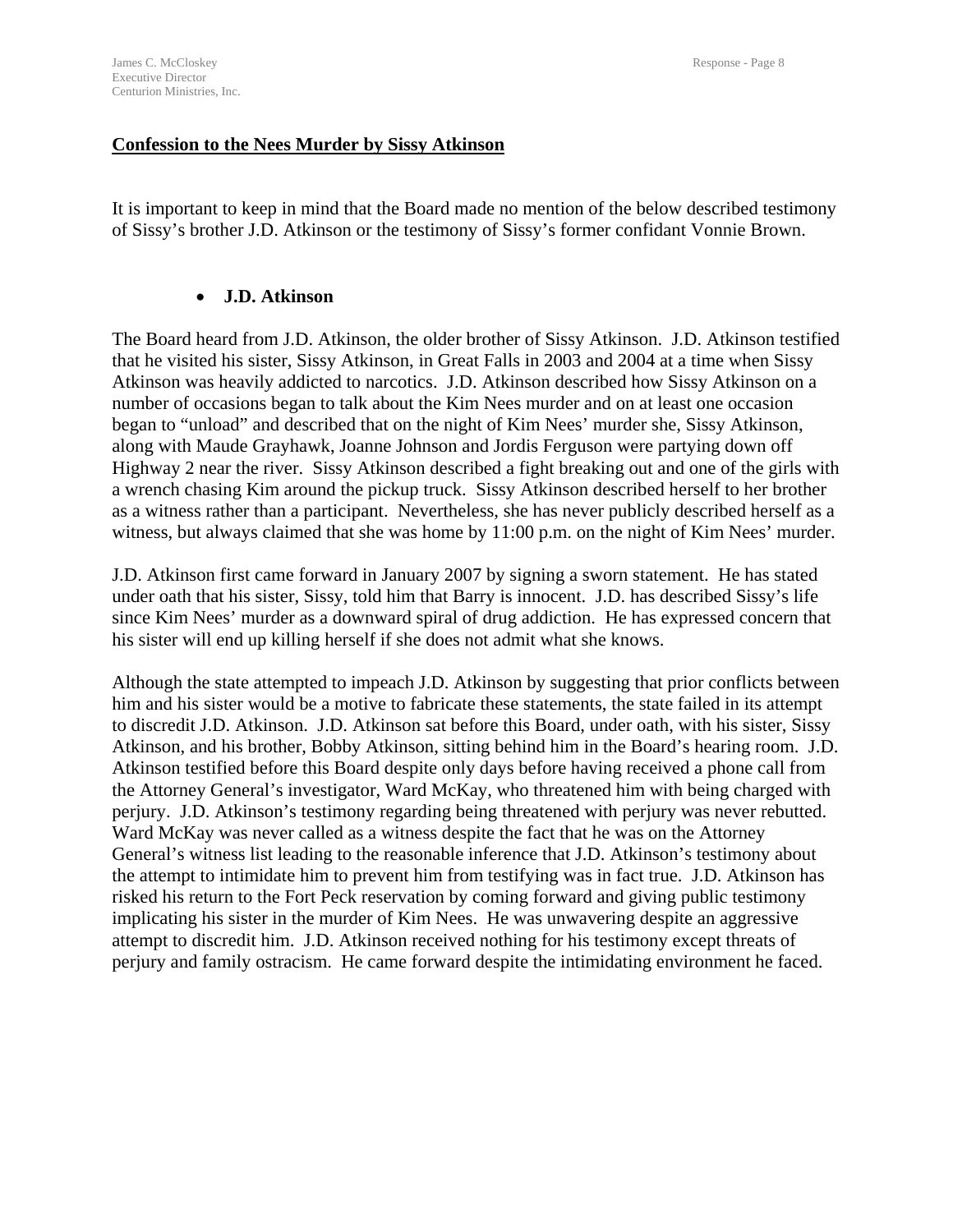**Confession to the Nees Murder by Sissy Atkinson**

It is important to keep in mind that the Board made no mention of the below described testimony of Sissy's brother J.D. Atkinson or the testimony of Sissy's former confidant Vonnie Brown.

- **J.D. Atkinson**

The Board heard from J.D. Atkinson, the older brother of Sissy Atkinson. J.D. Atkinson testified that he visited his sister, Sissy Atkinson, in Great Falls in 2003 and 2004 at a time when Sissy Atkinson was heavily addicted to narcotics. J.D. Atkinson described how Sissy Atkinson on a number of occasions began to talk about the Kim Nees murder and on at least one occasion began to "unload" and described that on the night of Kim Nees' murder she, Sissy Atkinson, along with Maude Grayhawk, Joanne Johnson and Jordis Ferguson were partying down off Highway 2 near the river. Sissy Atkinson described a fight breaking out and one of the girls with a wrench chasing Kim around the pickup truck. Sissy Atkinson described herself to her brother as a witness rather than a participant. Nevertheless, she has never publicly described herself as a witness, but always claimed that she was home by 11:00 p.m. on the night of Kim Nees' murder.

J.D. Atkinson first came forward in January 2007 by signing a sworn statement. He has stated under oath that his sister, Sissy, told him that Barry is innocent. J.D. has described Sissy's life since Kim Nees' murder as a downward spiral of drug addiction. He has expressed concern that his sister will end up killing herself if she does not admit what she knows.

Although the state attempted to impeach J.D. Atkinson by suggesting that prior conflicts between him and his sister would be a motive to fabricate these statements, the state failed in its attempt to discredit J.D. Atkinson. J.D. Atkinson sat before this Board, under oath, with his sister, Sissy Atkinson, and his brother, Bobby Atkinson, sitting behind him in the Board's hearing room. J.D. Atkinson testified before this Board despite only days before having received a phone call from the Attorney General's investigator, Ward McKay, who threatened him with being charged with perjury. J.D. Atkinson's testimony regarding being threatened with perjury was never rebutted. Ward McKay was never called as a witness despite the fact that he was on the Attorney General's witness list leading to the reasonable inference that J.D. Atkinson's testimony about the attempt to intimidate him to prevent him from testifying was in fact true. J.D. Atkinson has risked his return to the Fort Peck reservation by coming forward and giving public testimony implicating his sister in the murder of Kim Nees. He was unwavering despite an aggressive attempt to discredit him. J.D. Atkinson received nothing for his testimony except threats of perjury and family ostracism. He came forward despite the intimidating environment he faced.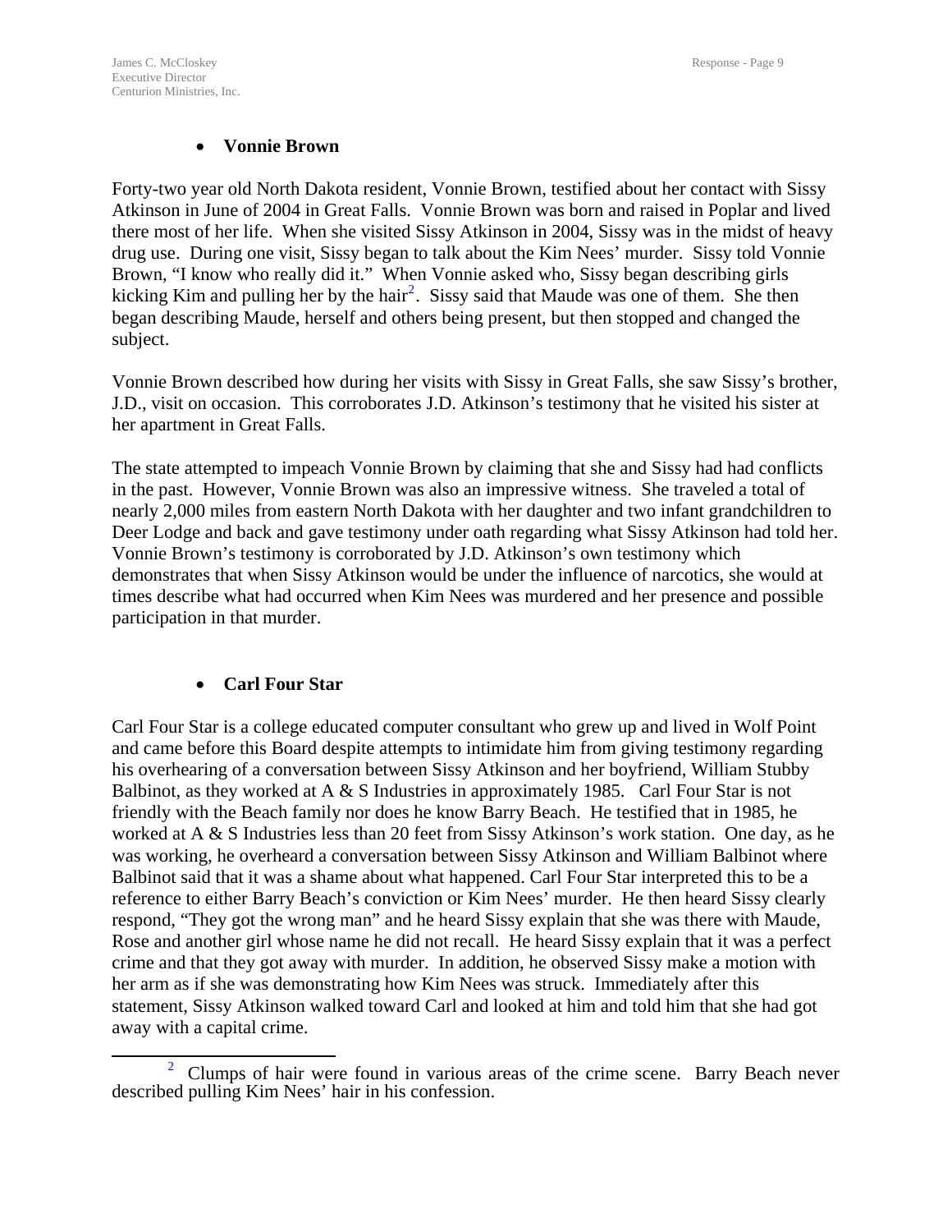- **Vonnie Brown**

Forty-two year old North Dakota resident, Vonnie Brown, testified about her contact with Sissy Atkinson in June of 2004 in Great Falls. Vonnie Brown was born and raised in Poplar and lived there most of her life. When she visited Sissy Atkinson in 2004, Sissy was in the midst of heavy drug use. During one visit, Sissy began to talk about the Kim Nees' murder. Sissy told Vonnie Brown, "I know who really did it." When Vonnie asked who, Sissy began describing girls kicking Kim and pulling her by the hair[2]. Sissy said that Maude was one of them. She then began describing Maude, herself and others being present, but then stopped and changed the subject.

Vonnie Brown described how during her visits with Sissy in Great Falls, she saw Sissy's brother, J.D., visit on occasion. This corroborates J.D. Atkinson's testimony that he visited his sister at her apartment in Great Falls.

The state attempted to impeach Vonnie Brown by claiming that she and Sissy had had conflicts in the past. However, Vonnie Brown was also an impressive witness. She traveled a total of nearly 2,000 miles from eastern North Dakota with her daughter and two infant grandchildren to Deer Lodge and back and gave testimony under oath regarding what Sissy Atkinson had told her. Vonnie Brown's testimony is corroborated by J.D. Atkinson's own testimony which demonstrates that when Sissy Atkinson would be under the influence of narcotics, she would at times describe what had occurred when Kim Nees was murdered and her presence and possible participation in that murder.

- **Carl Four Star**

Carl Four Star is a college educated computer consultant who grew up and lived in Wolf Point and came before this Board despite attempts to intimidate him from giving testimony regarding his overhearing of a conversation between Sissy Atkinson and her boyfriend, William Stubby Balbinot, as they worked at A & S Industries in approximately 1985. Carl Four Star is not friendly with the Beach family nor does he know Barry Beach. He testified that in 1985, he worked at A & S Industries less than 20 feet from Sissy Atkinson's work station. One day, as he was working, he overheard a conversation between Sissy Atkinson and William Balbinot where Balbinot said that it was a shame about what happened. Carl Four Star interpreted this to be a reference to either Barry Beach's conviction or Kim Nees' murder. He then heard Sissy clearly respond, "They got the wrong man" and he heard Sissy explain that she was there with Maude, Rose and another girl whose name he did not recall. He heard Sissy explain that it was a perfect crime and that they got away with murder. In addition, he observed Sissy make a motion with her arm as if she was demonstrating how Kim Nees was struck. Immediately after this statement, Sissy Atkinson walked toward Carl and looked at him and told him that she had got away with a capital crime.

---

[2] Clumps of hair were found in various areas of the crime scene. Barry Beach never described pulling Kim Nees' hair in his confession.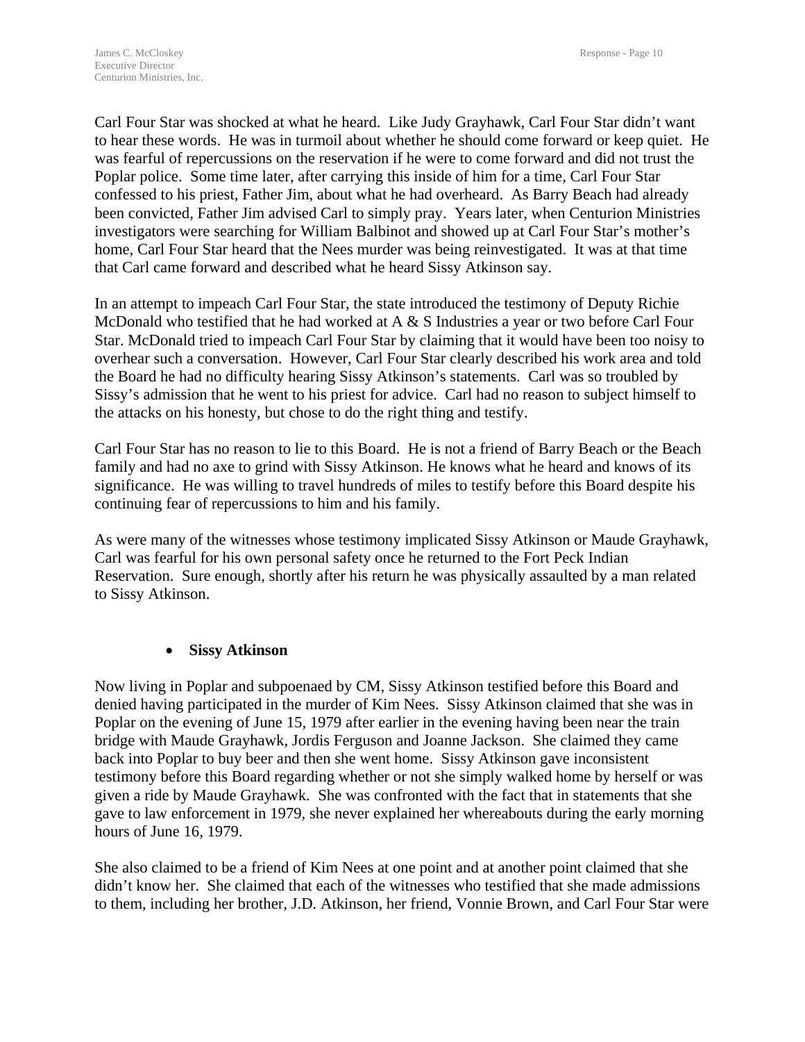Carl Four Star was shocked at what he heard. Like Judy Grayhawk, Carl Four Star didn't want to hear these words. He was in turmoil about whether he should come forward or keep quiet. He was fearful of repercussions on the reservation if he were to come forward and did not trust the Poplar police. Some time later, after carrying this inside of him for a time, Carl Four Star confessed to his priest, Father Jim, about what he had overheard. As Barry Beach had already been convicted, Father Jim advised Carl to simply pray. Years later, when Centurion Ministries investigators were searching for William Balbinot and showed up at Carl Four Star's mother's home, Carl Four Star heard that the Nees murder was being reinvestigated. It was at that time that Carl came forward and described what he heard Sissy Atkinson say.

In an attempt to impeach Carl Four Star, the state introduced the testimony of Deputy Richie McDonald who testified that he had worked at A & S Industries a year or two before Carl Four Star. McDonald tried to impeach Carl Four Star by claiming that it would have been too noisy to overhear such a conversation. However, Carl Four Star clearly described his work area and told the Board he had no difficulty hearing Sissy Atkinson's statements. Carl was so troubled by Sissy's admission that he went to his priest for advice. Carl had no reason to subject himself to the attacks on his honesty, but chose to do the right thing and testify.

Carl Four Star has no reason to lie to this Board. He is not a friend of Barry Beach or the Beach family and had no axe to grind with Sissy Atkinson. He knows what he heard and knows of its significance. He was willing to travel hundreds of miles to testify before this Board despite his continuing fear of repercussions to him and his family.

As were many of the witnesses whose testimony implicated Sissy Atkinson or Maude Grayhawk, Carl was fearful for his own personal safety once he returned to the Fort Peck Indian Reservation. Sure enough, shortly after his return he was physically assaulted by a man related to Sissy Atkinson.

- **Sissy Atkinson**

Now living in Poplar and subpoenaed by CM, Sissy Atkinson testified before this Board and denied having participated in the murder of Kim Nees. Sissy Atkinson claimed that she was in Poplar on the evening of June 15, 1979 after earlier in the evening having been near the train bridge with Maude Grayhawk, Jordis Ferguson and Joanne Jackson. She claimed they came back into Poplar to buy beer and then she went home. Sissy Atkinson gave inconsistent testimony before this Board regarding whether or not she simply walked home by herself or was given a ride by Maude Grayhawk. She was confronted with the fact that in statements that she gave to law enforcement in 1979, she never explained her whereabouts during the early morning hours of June 16, 1979.

She also claimed to be a friend of Kim Nees at one point and at another point claimed that she didn't know her. She claimed that each of the witnesses who testified that she made admissions to them, including her brother, J.D. Atkinson, her friend, Vonnie Brown, and Carl Four Star were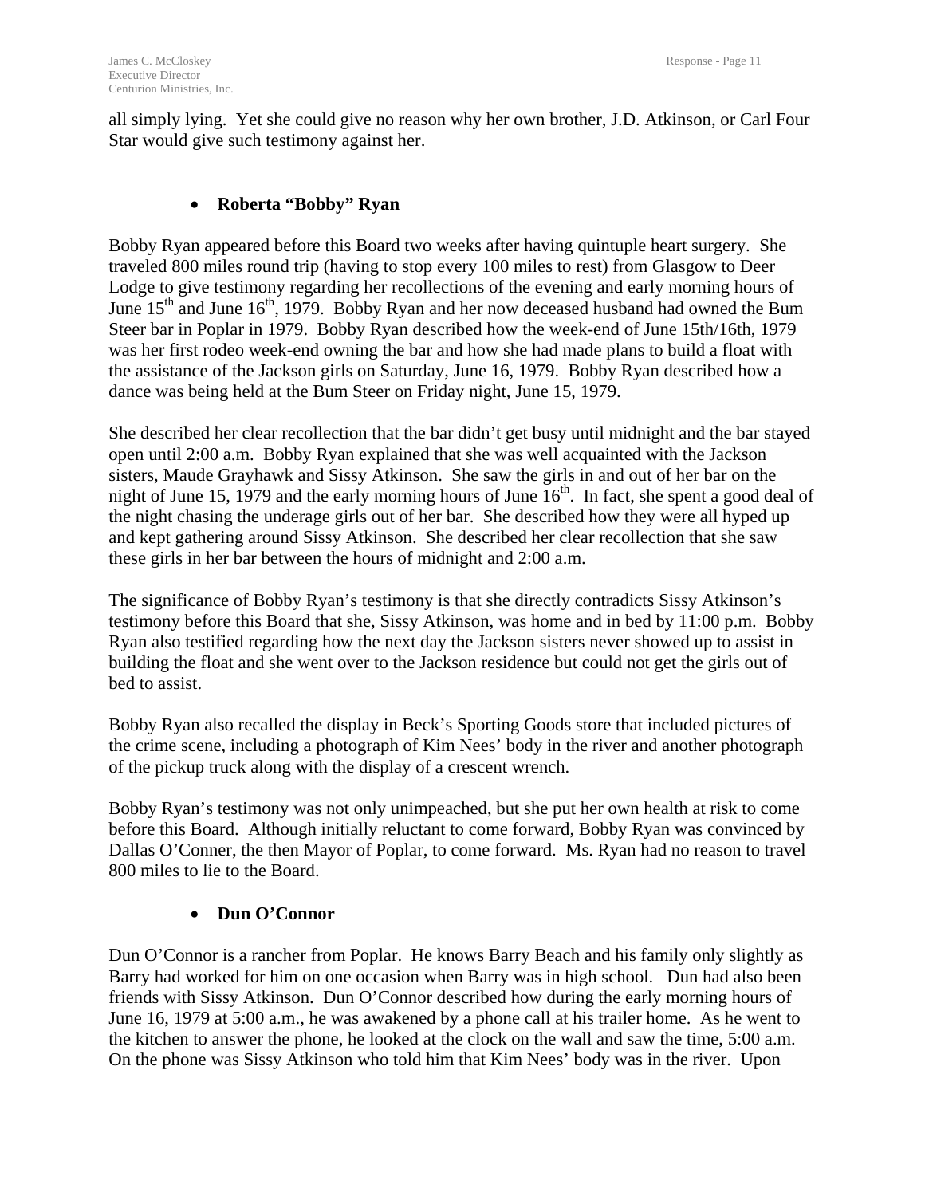all simply lying. Yet she could give no reason why her own brother, J.D. Atkinson, or Carl Four Star would give such testimony against her.

- **Roberta "Bobby" Ryan**

Bobby Ryan appeared before this Board two weeks after having quintuple heart surgery. She traveled 800 miles round trip (having to stop every 100 miles to rest) from Glasgow to Deer Lodge to give testimony regarding her recollections of the evening and early morning hours of June 15th and June 16th, 1979. Bobby Ryan and her now deceased husband had owned the Bum Steer bar in Poplar in 1979. Bobby Ryan described how the week-end of June 15th/16th, 1979 was her first rodeo week-end owning the bar and how she had made plans to build a float with the assistance of the Jackson girls on Saturday, June 16, 1979. Bobby Ryan described how a dance was being held at the Bum Steer on Friday night, June 15, 1979.

She described her clear recollection that the bar didn't get busy until midnight and the bar stayed open until 2:00 a.m. Bobby Ryan explained that she was well acquainted with the Jackson sisters, Maude Grayhawk and Sissy Atkinson. She saw the girls in and out of her bar on the night of June 15, 1979 and the early morning hours of June 16th. In fact, she spent a good deal of the night chasing the underage girls out of her bar. She described how they were all hyped up and kept gathering around Sissy Atkinson. She described her clear recollection that she saw these girls in her bar between the hours of midnight and 2:00 a.m.

The significance of Bobby Ryan's testimony is that she directly contradicts Sissy Atkinson's testimony before this Board that she, Sissy Atkinson, was home and in bed by 11:00 p.m. Bobby Ryan also testified regarding how the next day the Jackson sisters never showed up to assist in building the float and she went over to the Jackson residence but could not get the girls out of bed to assist.

Bobby Ryan also recalled the display in Beck's Sporting Goods store that included pictures of the crime scene, including a photograph of Kim Nees' body in the river and another photograph of the pickup truck along with the display of a crescent wrench.

Bobby Ryan's testimony was not only unimpeached, but she put her own health at risk to come before this Board. Although initially reluctant to come forward, Bobby Ryan was convinced by Dallas O'Conner, the then Mayor of Poplar, to come forward. Ms. Ryan had no reason to travel 800 miles to lie to the Board.

- **Dun O'Connor**

Dun O'Connor is a rancher from Poplar. He knows Barry Beach and his family only slightly as Barry had worked for him on one occasion when Barry was in high school. Dun had also been friends with Sissy Atkinson. Dun O'Connor described how during the early morning hours of June 16, 1979 at 5:00 a.m., he was awakened by a phone call at his trailer home. As he went to the kitchen to answer the phone, he looked at the clock on the wall and saw the time, 5:00 a.m. On the phone was Sissy Atkinson who told him that Kim Nees' body was in the river. Upon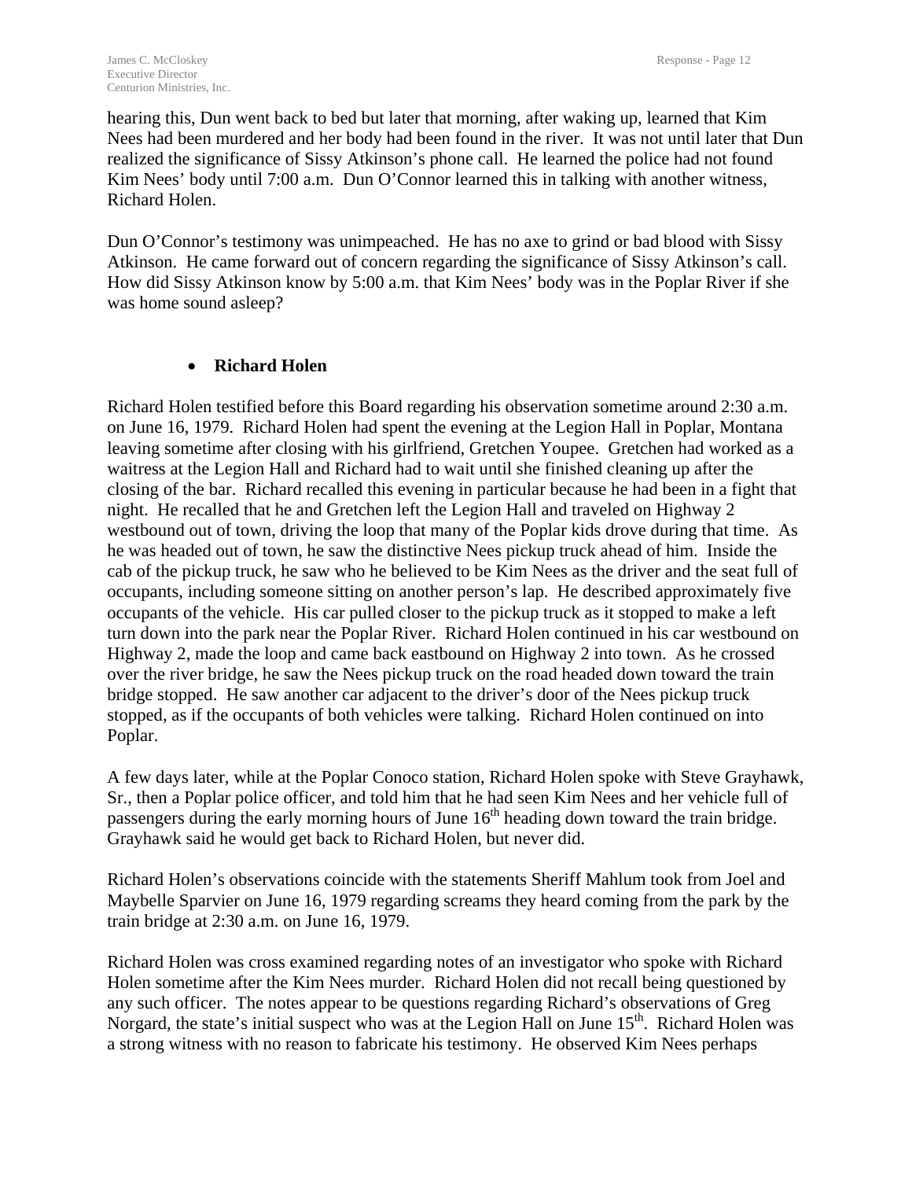hearing this, Dun went back to bed but later that morning, after waking up, learned that Kim Nees had been murdered and her body had been found in the river. It was not until later that Dun realized the significance of Sissy Atkinson's phone call. He learned the police had not found Kim Nees' body until 7:00 a.m. Dun O'Connor learned this in talking with another witness, Richard Holen.

Dun O'Connor's testimony was unimpeached. He has no axe to grind or bad blood with Sissy Atkinson. He came forward out of concern regarding the significance of Sissy Atkinson's call. How did Sissy Atkinson know by 5:00 a.m. that Kim Nees' body was in the Poplar River if she was home sound asleep?

- **Richard Holen**

Richard Holen testified before this Board regarding his observation sometime around 2:30 a.m. on June 16, 1979. Richard Holen had spent the evening at the Legion Hall in Poplar, Montana leaving sometime after closing with his girlfriend, Gretchen Youpee. Gretchen had worked as a waitress at the Legion Hall and Richard had to wait until she finished cleaning up after the closing of the bar. Richard recalled this evening in particular because he had been in a fight that night. He recalled that he and Gretchen left the Legion Hall and traveled on Highway 2 westbound out of town, driving the loop that many of the Poplar kids drove during that time. As he was headed out of town, he saw the distinctive Nees pickup truck ahead of him. Inside the cab of the pickup truck, he saw who he believed to be Kim Nees as the driver and the seat full of occupants, including someone sitting on another person's lap. He described approximately five occupants of the vehicle. His car pulled closer to the pickup truck as it stopped to make a left turn down into the park near the Poplar River. Richard Holen continued in his car westbound on Highway 2, made the loop and came back eastbound on Highway 2 into town. As he crossed over the river bridge, he saw the Nees pickup truck on the road headed down toward the train bridge stopped. He saw another car adjacent to the driver's door of the Nees pickup truck stopped, as if the occupants of both vehicles were talking. Richard Holen continued on into Poplar.

A few days later, while at the Poplar Conoco station, Richard Holen spoke with Steve Grayhawk, Sr., then a Poplar police officer, and told him that he had seen Kim Nees and her vehicle full of passengers during the early morning hours of June 16th heading down toward the train bridge. Grayhawk said he would get back to Richard Holen, but never did.

Richard Holen's observations coincide with the statements Sheriff Mahlum took from Joel and Maybelle Sparvier on June 16, 1979 regarding screams they heard coming from the park by the train bridge at 2:30 a.m. on June 16, 1979.

Richard Holen was cross examined regarding notes of an investigator who spoke with Richard Holen sometime after the Kim Nees murder. Richard Holen did not recall being questioned by any such officer. The notes appear to be questions regarding Richard's observations of Greg Norgard, the state's initial suspect who was at the Legion Hall on June 15th. Richard Holen was a strong witness with no reason to fabricate his testimony. He observed Kim Nees perhaps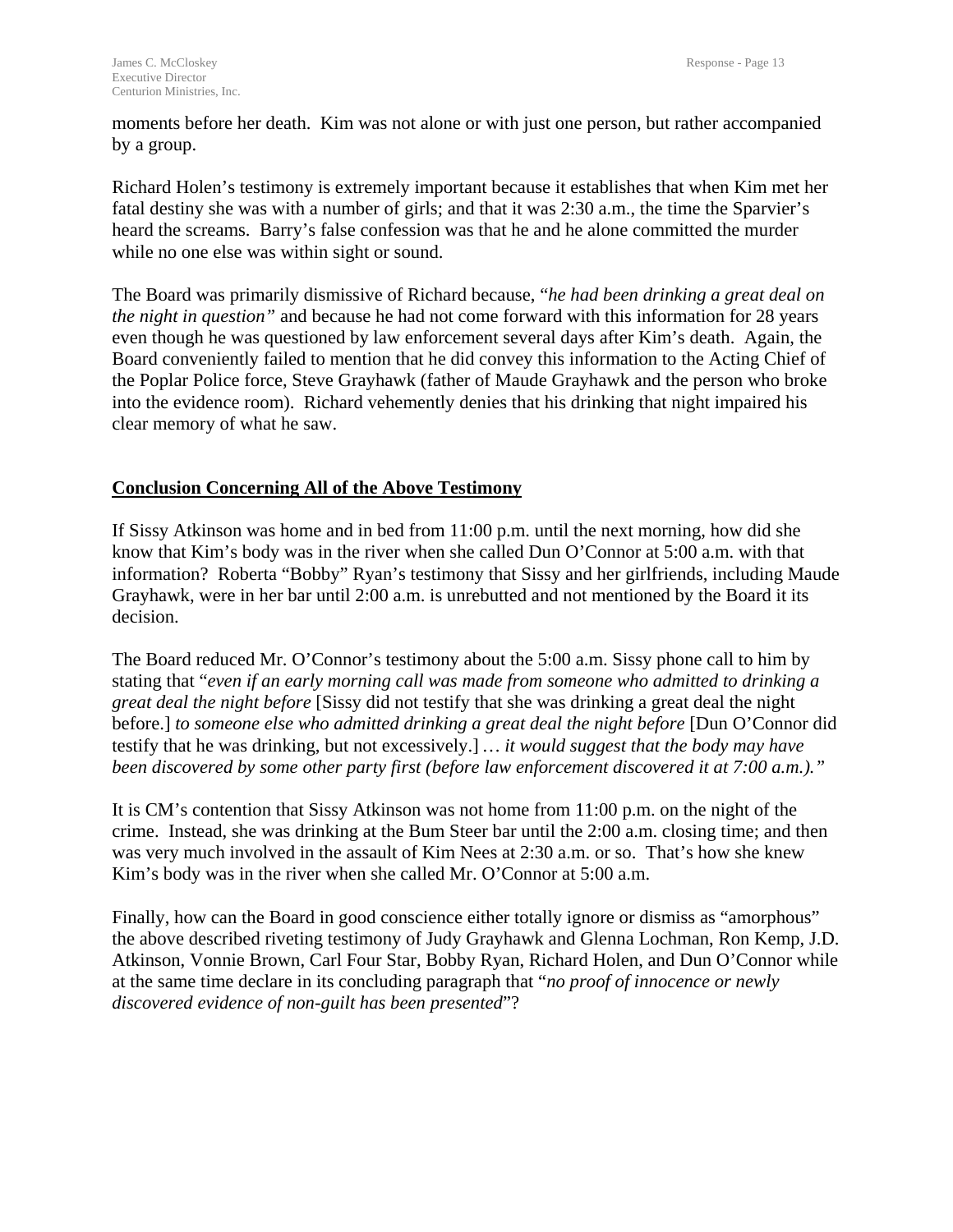moments before her death. Kim was not alone or with just one person, but rather accompanied by a group.

Richard Holen's testimony is extremely important because it establishes that when Kim met her fatal destiny she was with a number of girls; and that it was 2:30 a.m., the time the Sparvier's heard the screams. Barry's false confession was that he and he alone committed the murder while no one else was within sight or sound.

The Board was primarily dismissive of Richard because, "*he had been drinking a great deal on the night in question"* and because he had not come forward with this information for 28 years even though he was questioned by law enforcement several days after Kim's death. Again, the Board conveniently failed to mention that he did convey this information to the Acting Chief of the Poplar Police force, Steve Grayhawk (father of Maude Grayhawk and the person who broke into the evidence room). Richard vehemently denies that his drinking that night impaired his clear memory of what he saw.

## Conclusion Concerning All of the Above Testimony

If Sissy Atkinson was home and in bed from 11:00 p.m. until the next morning, how did she know that Kim's body was in the river when she called Dun O'Connor at 5:00 a.m. with that information? Roberta "Bobby" Ryan's testimony that Sissy and her girlfriends, including Maude Grayhawk, were in her bar until 2:00 a.m. is unrebutted and not mentioned by the Board it its decision.

The Board reduced Mr. O'Connor's testimony about the 5:00 a.m. Sissy phone call to him by stating that "*even if an early morning call was made from someone who admitted to drinking a great deal the night before* [Sissy did not testify that she was drinking a great deal the night before.] *to someone else who admitted drinking a great deal the night before* [Dun O'Connor did testify that he was drinking, but not excessively.] … *it would suggest that the body may have been discovered by some other party first (before law enforcement discovered it at 7:00 a.m.)."*

It is CM's contention that Sissy Atkinson was not home from 11:00 p.m. on the night of the crime. Instead, she was drinking at the Bum Steer bar until the 2:00 a.m. closing time; and then was very much involved in the assault of Kim Nees at 2:30 a.m. or so. That's how she knew Kim's body was in the river when she called Mr. O'Connor at 5:00 a.m.

Finally, how can the Board in good conscience either totally ignore or dismiss as "amorphous" the above described riveting testimony of Judy Grayhawk and Glenna Lochman, Ron Kemp, J.D. Atkinson, Vonnie Brown, Carl Four Star, Bobby Ryan, Richard Holen, and Dun O'Connor while at the same time declare in its concluding paragraph that "*no proof of innocence or newly discovered evidence of non-guilt has been presented*"?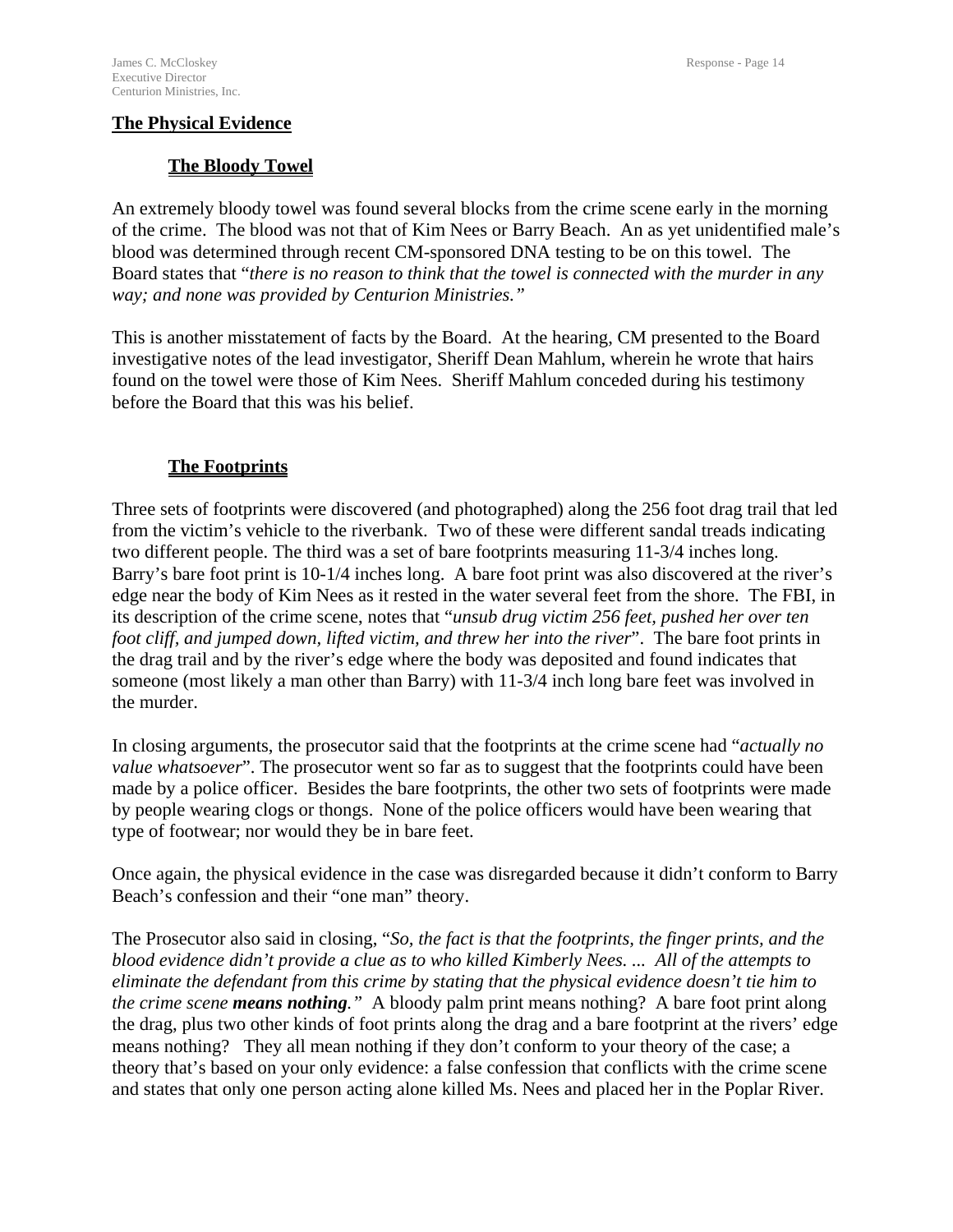## The Physical Evidence

### The Bloody Towel

An extremely bloody towel was found several blocks from the crime scene early in the morning of the crime. The blood was not that of Kim Nees or Barry Beach. An as yet unidentified male's blood was determined through recent CM-sponsored DNA testing to be on this towel. The Board states that "*there is no reason to think that the towel is connected with the murder in any way; and none was provided by Centurion Ministries.*"

This is another misstatement of facts by the Board. At the hearing, CM presented to the Board investigative notes of the lead investigator, Sheriff Dean Mahlum, wherein he wrote that hairs found on the towel were those of Kim Nees. Sheriff Mahlum conceded during his testimony before the Board that this was his belief.

### The Footprints

Three sets of footprints were discovered (and photographed) along the 256 foot drag trail that led from the victim's vehicle to the riverbank. Two of these were different sandal treads indicating two different people. The third was a set of bare footprints measuring 11-3/4 inches long. Barry's bare foot print is 10-1/4 inches long. A bare foot print was also discovered at the river's edge near the body of Kim Nees as it rested in the water several feet from the shore. The FBI, in its description of the crime scene, notes that "*unsub drug victim 256 feet, pushed her over ten foot cliff, and jumped down, lifted victim, and threw her into the river*". The bare foot prints in the drag trail and by the river's edge where the body was deposited and found indicates that someone (most likely a man other than Barry) with 11-3/4 inch long bare feet was involved in the murder.

In closing arguments, the prosecutor said that the footprints at the crime scene had "*actually no value whatsoever*". The prosecutor went so far as to suggest that the footprints could have been made by a police officer. Besides the bare footprints, the other two sets of footprints were made by people wearing clogs or thongs. None of the police officers would have been wearing that type of footwear; nor would they be in bare feet.

Once again, the physical evidence in the case was disregarded because it didn't conform to Barry Beach's confession and their "one man" theory.

The Prosecutor also said in closing, "*So, the fact is that the footprints, the finger prints, and the blood evidence didn't provide a clue as to who killed Kimberly Nees. ... All of the attempts to eliminate the defendant from this crime by stating that the physical evidence doesn't tie him to the crime scene* ***means nothing.***" A bloody palm print means nothing? A bare foot print along the drag, plus two other kinds of foot prints along the drag and a bare footprint at the rivers' edge means nothing? They all mean nothing if they don't conform to your theory of the case; a theory that's based on your only evidence: a false confession that conflicts with the crime scene and states that only one person acting alone killed Ms. Nees and placed her in the Poplar River.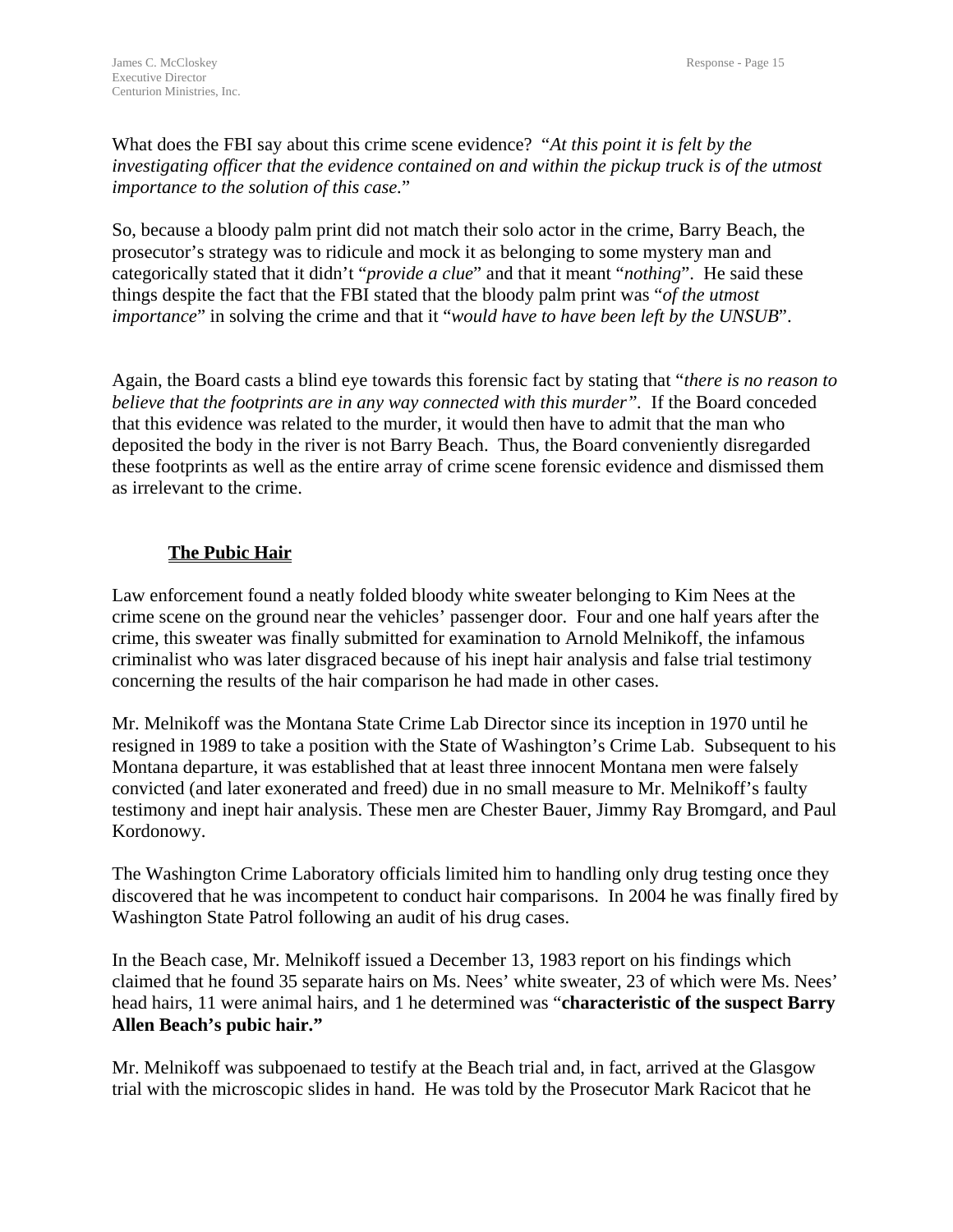What does the FBI say about this crime scene evidence? "*At this point it is felt by the investigating officer that the evidence contained on and within the pickup truck is of the utmost importance to the solution of this case.*"

So, because a bloody palm print did not match their solo actor in the crime, Barry Beach, the prosecutor's strategy was to ridicule and mock it as belonging to some mystery man and categorically stated that it didn't "*provide a clue*" and that it meant "*nothing*". He said these things despite the fact that the FBI stated that the bloody palm print was "*of the utmost importance*" in solving the crime and that it "*would have to have been left by the UNSUB*".

Again, the Board casts a blind eye towards this forensic fact by stating that "*there is no reason to believe that the footprints are in any way connected with this murder"*. If the Board conceded that this evidence was related to the murder, it would then have to admit that the man who deposited the body in the river is not Barry Beach. Thus, the Board conveniently disregarded these footprints as well as the entire array of crime scene forensic evidence and dismissed them as irrelevant to the crime.

## The Pubic Hair

Law enforcement found a neatly folded bloody white sweater belonging to Kim Nees at the crime scene on the ground near the vehicles' passenger door. Four and one half years after the crime, this sweater was finally submitted for examination to Arnold Melnikoff, the infamous criminalist who was later disgraced because of his inept hair analysis and false trial testimony concerning the results of the hair comparison he had made in other cases.

Mr. Melnikoff was the Montana State Crime Lab Director since its inception in 1970 until he resigned in 1989 to take a position with the State of Washington's Crime Lab. Subsequent to his Montana departure, it was established that at least three innocent Montana men were falsely convicted (and later exonerated and freed) due in no small measure to Mr. Melnikoff's faulty testimony and inept hair analysis. These men are Chester Bauer, Jimmy Ray Bromgard, and Paul Kordonowy.

The Washington Crime Laboratory officials limited him to handling only drug testing once they discovered that he was incompetent to conduct hair comparisons. In 2004 he was finally fired by Washington State Patrol following an audit of his drug cases.

In the Beach case, Mr. Melnikoff issued a December 13, 1983 report on his findings which claimed that he found 35 separate hairs on Ms. Nees' white sweater, 23 of which were Ms. Nees' head hairs, 11 were animal hairs, and 1 he determined was "**characteristic of the suspect Barry Allen Beach's pubic hair."**

Mr. Melnikoff was subpoenaed to testify at the Beach trial and, in fact, arrived at the Glasgow trial with the microscopic slides in hand. He was told by the Prosecutor Mark Racicot that he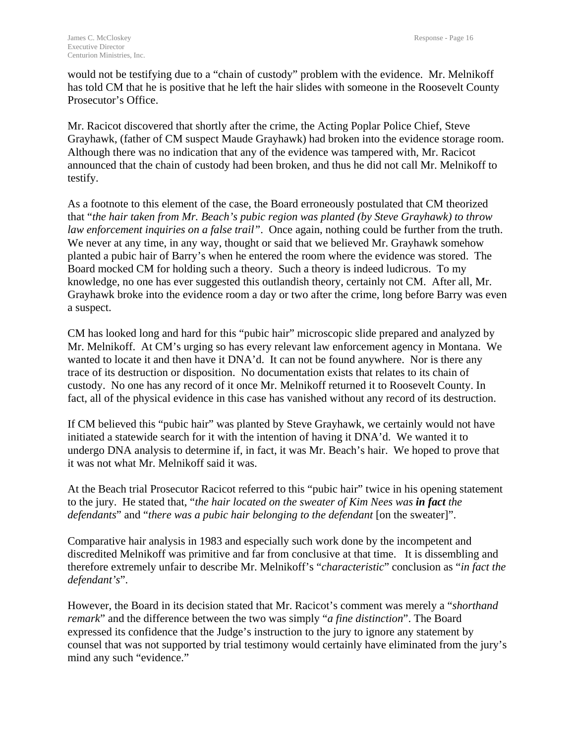would not be testifying due to a "chain of custody" problem with the evidence. Mr. Melnikoff has told CM that he is positive that he left the hair slides with someone in the Roosevelt County Prosecutor's Office.

Mr. Racicot discovered that shortly after the crime, the Acting Poplar Police Chief, Steve Grayhawk, (father of CM suspect Maude Grayhawk) had broken into the evidence storage room. Although there was no indication that any of the evidence was tampered with, Mr. Racicot announced that the chain of custody had been broken, and thus he did not call Mr. Melnikoff to testify.

As a footnote to this element of the case, the Board erroneously postulated that CM theorized that "*the hair taken from Mr. Beach's pubic region was planted (by Steve Grayhawk) to throw law enforcement inquiries on a false trail*". Once again, nothing could be further from the truth. We never at any time, in any way, thought or said that we believed Mr. Grayhawk somehow planted a pubic hair of Barry's when he entered the room where the evidence was stored. The Board mocked CM for holding such a theory. Such a theory is indeed ludicrous. To my knowledge, no one has ever suggested this outlandish theory, certainly not CM. After all, Mr. Grayhawk broke into the evidence room a day or two after the crime, long before Barry was even a suspect.

CM has looked long and hard for this "pubic hair" microscopic slide prepared and analyzed by Mr. Melnikoff. At CM's urging so has every relevant law enforcement agency in Montana. We wanted to locate it and then have it DNA'd. It can not be found anywhere. Nor is there any trace of its destruction or disposition. No documentation exists that relates to its chain of custody. No one has any record of it once Mr. Melnikoff returned it to Roosevelt County. In fact, all of the physical evidence in this case has vanished without any record of its destruction.

If CM believed this "pubic hair" was planted by Steve Grayhawk, we certainly would not have initiated a statewide search for it with the intention of having it DNA'd. We wanted it to undergo DNA analysis to determine if, in fact, it was Mr. Beach's hair. We hoped to prove that it was not what Mr. Melnikoff said it was.

At the Beach trial Prosecutor Racicot referred to this "pubic hair" twice in his opening statement to the jury. He stated that, "*the hair located on the sweater of Kim Nees was **in fact** the defendants*" and "*there was a pubic hair belonging to the defendant* [on the sweater]".

Comparative hair analysis in 1983 and especially such work done by the incompetent and discredited Melnikoff was primitive and far from conclusive at that time. It is dissembling and therefore extremely unfair to describe Mr. Melnikoff's "*characteristic*" conclusion as "*in fact the defendant's*".

However, the Board in its decision stated that Mr. Racicot's comment was merely a "*shorthand remark*" and the difference between the two was simply "*a fine distinction*". The Board expressed its confidence that the Judge's instruction to the jury to ignore any statement by counsel that was not supported by trial testimony would certainly have eliminated from the jury's mind any such "evidence."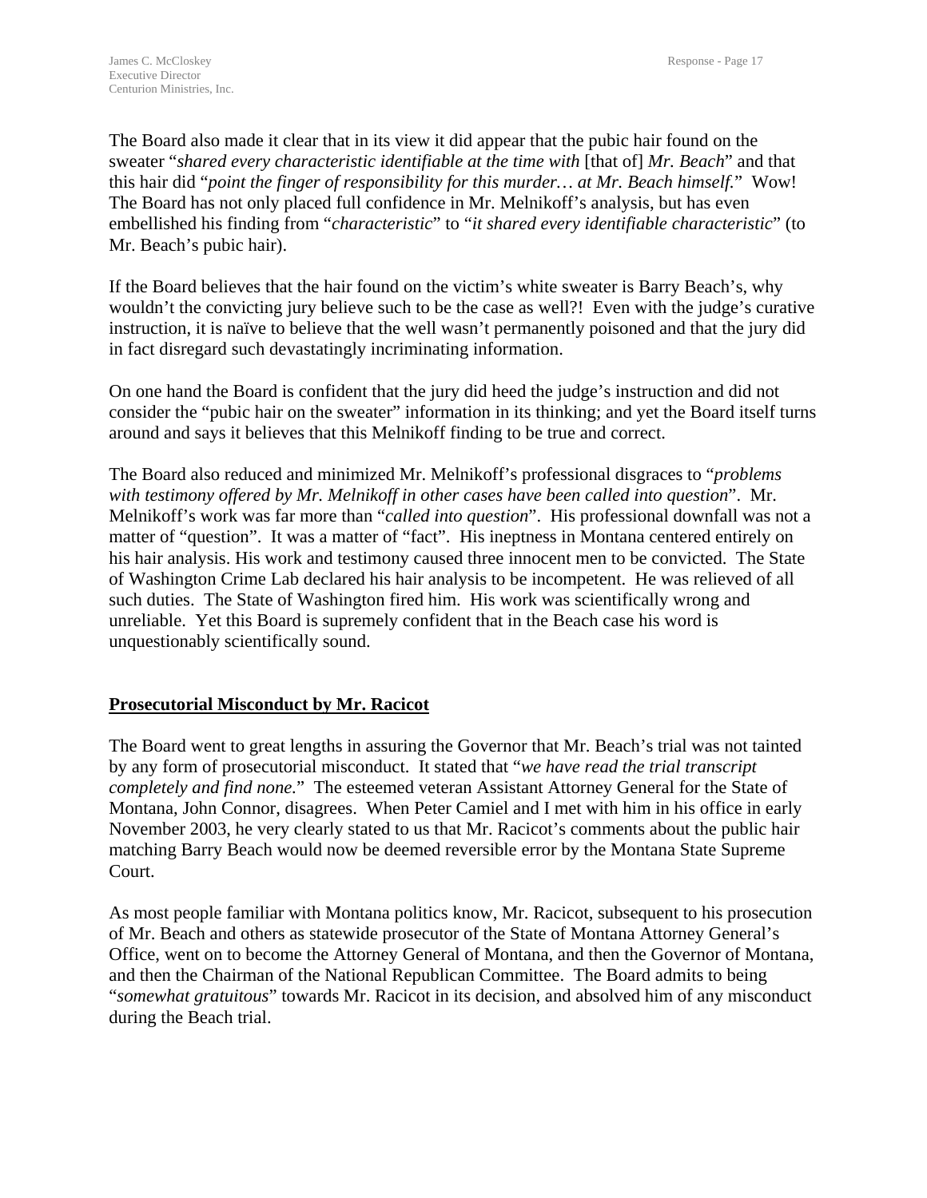The Board also made it clear that in its view it did appear that the pubic hair found on the sweater "*shared every characteristic identifiable at the time with* [that of] *Mr. Beach*" and that this hair did "*point the finger of responsibility for this murder… at Mr. Beach himself.*" Wow! The Board has not only placed full confidence in Mr. Melnikoff's analysis, but has even embellished his finding from "*characteristic*" to "*it shared every identifiable characteristic*" (to Mr. Beach's pubic hair).

If the Board believes that the hair found on the victim's white sweater is Barry Beach's, why wouldn't the convicting jury believe such to be the case as well?! Even with the judge's curative instruction, it is naïve to believe that the well wasn't permanently poisoned and that the jury did in fact disregard such devastatingly incriminating information.

On one hand the Board is confident that the jury did heed the judge's instruction and did not consider the "pubic hair on the sweater" information in its thinking; and yet the Board itself turns around and says it believes that this Melnikoff finding to be true and correct.

The Board also reduced and minimized Mr. Melnikoff's professional disgraces to "*problems with testimony offered by Mr. Melnikoff in other cases have been called into question*". Mr. Melnikoff's work was far more than "*called into question*". His professional downfall was not a matter of "question". It was a matter of "fact". His ineptness in Montana centered entirely on his hair analysis. His work and testimony caused three innocent men to be convicted. The State of Washington Crime Lab declared his hair analysis to be incompetent. He was relieved of all such duties. The State of Washington fired him. His work was scientifically wrong and unreliable. Yet this Board is supremely confident that in the Beach case his word is unquestionably scientifically sound.

**<u>Prosecutorial Misconduct by Mr. Racicot</u>**

The Board went to great lengths in assuring the Governor that Mr. Beach's trial was not tainted by any form of prosecutorial misconduct. It stated that "*we have read the trial transcript completely and find none.*" The esteemed veteran Assistant Attorney General for the State of Montana, John Connor, disagrees. When Peter Camiel and I met with him in his office in early November 2003, he very clearly stated to us that Mr. Racicot's comments about the public hair matching Barry Beach would now be deemed reversible error by the Montana State Supreme Court.

As most people familiar with Montana politics know, Mr. Racicot, subsequent to his prosecution of Mr. Beach and others as statewide prosecutor of the State of Montana Attorney General's Office, went on to become the Attorney General of Montana, and then the Governor of Montana, and then the Chairman of the National Republican Committee. The Board admits to being "*somewhat gratuitous*" towards Mr. Racicot in its decision, and absolved him of any misconduct during the Beach trial.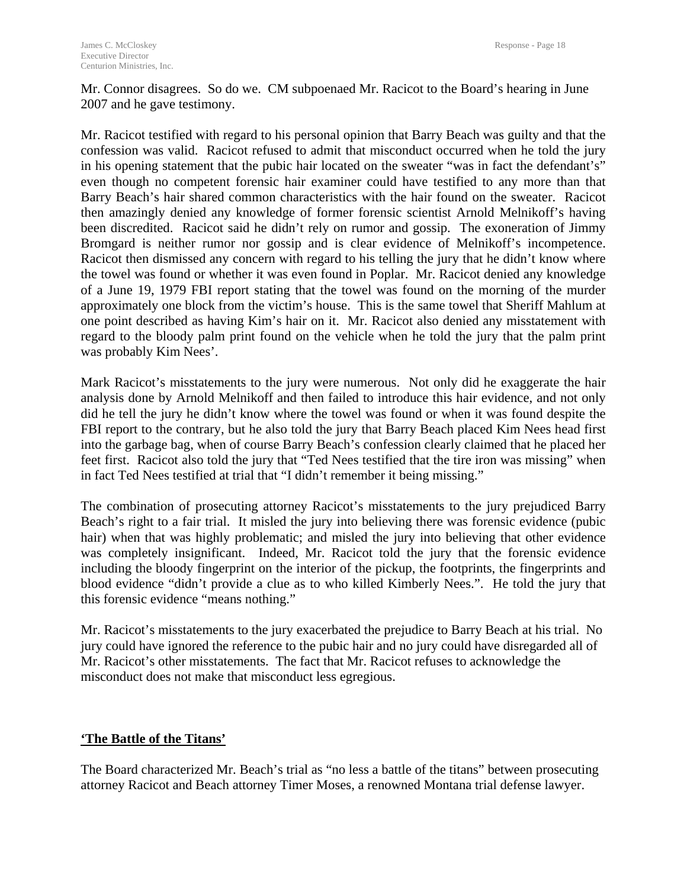Mr. Connor disagrees. So do we. CM subpoenaed Mr. Racicot to the Board's hearing in June 2007 and he gave testimony.

Mr. Racicot testified with regard to his personal opinion that Barry Beach was guilty and that the confession was valid. Racicot refused to admit that misconduct occurred when he told the jury in his opening statement that the pubic hair located on the sweater "was in fact the defendant's" even though no competent forensic hair examiner could have testified to any more than that Barry Beach's hair shared common characteristics with the hair found on the sweater. Racicot then amazingly denied any knowledge of former forensic scientist Arnold Melnikoff's having been discredited. Racicot said he didn't rely on rumor and gossip. The exoneration of Jimmy Bromgard is neither rumor nor gossip and is clear evidence of Melnikoff's incompetence. Racicot then dismissed any concern with regard to his telling the jury that he didn't know where the towel was found or whether it was even found in Poplar. Mr. Racicot denied any knowledge of a June 19, 1979 FBI report stating that the towel was found on the morning of the murder approximately one block from the victim's house. This is the same towel that Sheriff Mahlum at one point described as having Kim's hair on it. Mr. Racicot also denied any misstatement with regard to the bloody palm print found on the vehicle when he told the jury that the palm print was probably Kim Nees'.

Mark Racicot's misstatements to the jury were numerous. Not only did he exaggerate the hair analysis done by Arnold Melnikoff and then failed to introduce this hair evidence, and not only did he tell the jury he didn't know where the towel was found or when it was found despite the FBI report to the contrary, but he also told the jury that Barry Beach placed Kim Nees head first into the garbage bag, when of course Barry Beach's confession clearly claimed that he placed her feet first. Racicot also told the jury that "Ted Nees testified that the tire iron was missing" when in fact Ted Nees testified at trial that "I didn't remember it being missing."

The combination of prosecuting attorney Racicot's misstatements to the jury prejudiced Barry Beach's right to a fair trial. It misled the jury into believing there was forensic evidence (pubic hair) when that was highly problematic; and misled the jury into believing that other evidence was completely insignificant. Indeed, Mr. Racicot told the jury that the forensic evidence including the bloody fingerprint on the interior of the pickup, the footprints, the fingerprints and blood evidence "didn't provide a clue as to who killed Kimberly Nees.". He told the jury that this forensic evidence "means nothing."

Mr. Racicot's misstatements to the jury exacerbated the prejudice to Barry Beach at his trial. No jury could have ignored the reference to the pubic hair and no jury could have disregarded all of Mr. Racicot's other misstatements. The fact that Mr. Racicot refuses to acknowledge the misconduct does not make that misconduct less egregious.

## **'The Battle of the Titans'**

The Board characterized Mr. Beach's trial as "no less a battle of the titans" between prosecuting attorney Racicot and Beach attorney Timer Moses, a renowned Montana trial defense lawyer.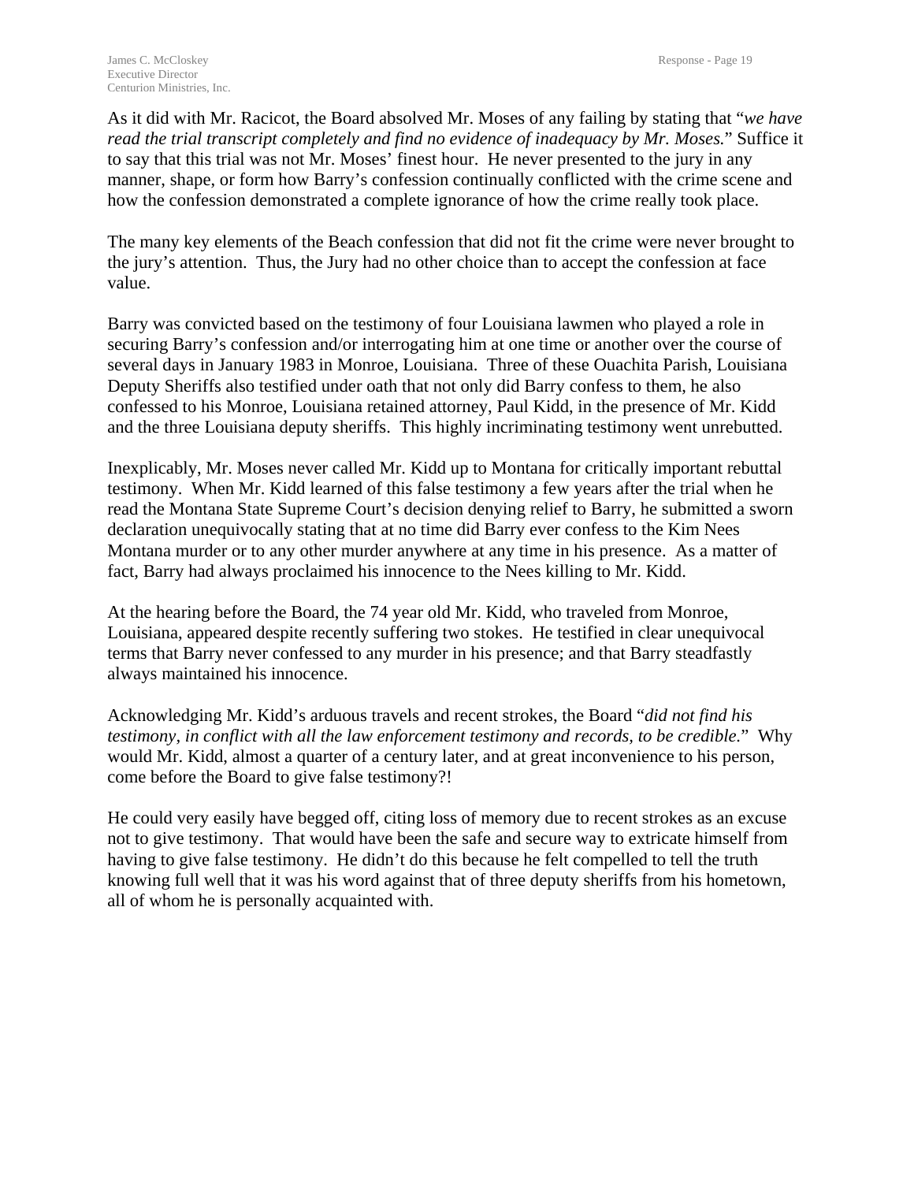As it did with Mr. Racicot, the Board absolved Mr. Moses of any failing by stating that "*we have read the trial transcript completely and find no evidence of inadequacy by Mr. Moses.*" Suffice it to say that this trial was not Mr. Moses' finest hour. He never presented to the jury in any manner, shape, or form how Barry's confession continually conflicted with the crime scene and how the confession demonstrated a complete ignorance of how the crime really took place.

The many key elements of the Beach confession that did not fit the crime were never brought to the jury's attention. Thus, the Jury had no other choice than to accept the confession at face value.

Barry was convicted based on the testimony of four Louisiana lawmen who played a role in securing Barry's confession and/or interrogating him at one time or another over the course of several days in January 1983 in Monroe, Louisiana. Three of these Ouachita Parish, Louisiana Deputy Sheriffs also testified under oath that not only did Barry confess to them, he also confessed to his Monroe, Louisiana retained attorney, Paul Kidd, in the presence of Mr. Kidd and the three Louisiana deputy sheriffs. This highly incriminating testimony went unrebutted.

Inexplicably, Mr. Moses never called Mr. Kidd up to Montana for critically important rebuttal testimony. When Mr. Kidd learned of this false testimony a few years after the trial when he read the Montana State Supreme Court's decision denying relief to Barry, he submitted a sworn declaration unequivocally stating that at no time did Barry ever confess to the Kim Nees Montana murder or to any other murder anywhere at any time in his presence. As a matter of fact, Barry had always proclaimed his innocence to the Nees killing to Mr. Kidd.

At the hearing before the Board, the 74 year old Mr. Kidd, who traveled from Monroe, Louisiana, appeared despite recently suffering two stokes. He testified in clear unequivocal terms that Barry never confessed to any murder in his presence; and that Barry steadfastly always maintained his innocence.

Acknowledging Mr. Kidd's arduous travels and recent strokes, the Board "*did not find his testimony, in conflict with all the law enforcement testimony and records, to be credible.*" Why would Mr. Kidd, almost a quarter of a century later, and at great inconvenience to his person, come before the Board to give false testimony?!

He could very easily have begged off, citing loss of memory due to recent strokes as an excuse not to give testimony. That would have been the safe and secure way to extricate himself from having to give false testimony. He didn't do this because he felt compelled to tell the truth knowing full well that it was his word against that of three deputy sheriffs from his hometown, all of whom he is personally acquainted with.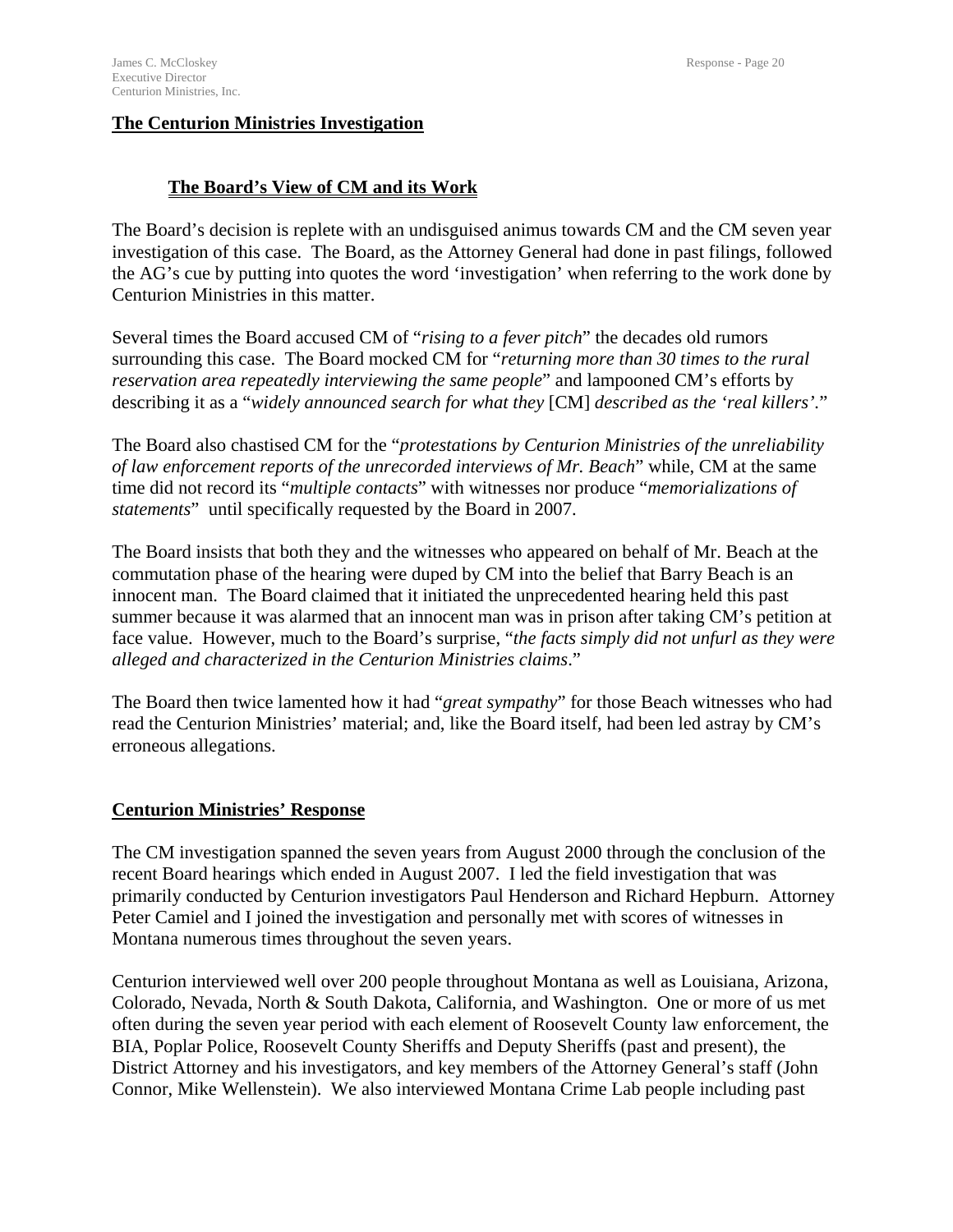## The Centurion Ministries Investigation

### The Board's View of CM and its Work

The Board's decision is replete with an undisguised animus towards CM and the CM seven year investigation of this case. The Board, as the Attorney General had done in past filings, followed the AG's cue by putting into quotes the word 'investigation' when referring to the work done by Centurion Ministries in this matter.

Several times the Board accused CM of "*rising to a fever pitch*" the decades old rumors surrounding this case. The Board mocked CM for "*returning more than 30 times to the rural reservation area repeatedly interviewing the same people*" and lampooned CM's efforts by describing it as a "*widely announced search for what they* [CM] *described as the 'real killers'*."

The Board also chastised CM for the "*protestations by Centurion Ministries of the unreliability of law enforcement reports of the unrecorded interviews of Mr. Beach*" while, CM at the same time did not record its "*multiple contacts*" with witnesses nor produce "*memorializations of statements*" until specifically requested by the Board in 2007.

The Board insists that both they and the witnesses who appeared on behalf of Mr. Beach at the commutation phase of the hearing were duped by CM into the belief that Barry Beach is an innocent man. The Board claimed that it initiated the unprecedented hearing held this past summer because it was alarmed that an innocent man was in prison after taking CM's petition at face value. However, much to the Board's surprise, "*the facts simply did not unfurl as they were alleged and characterized in the Centurion Ministries claims*."

The Board then twice lamented how it had "*great sympathy*" for those Beach witnesses who had read the Centurion Ministries' material; and, like the Board itself, had been led astray by CM's erroneous allegations.

## Centurion Ministries' Response

The CM investigation spanned the seven years from August 2000 through the conclusion of the recent Board hearings which ended in August 2007. I led the field investigation that was primarily conducted by Centurion investigators Paul Henderson and Richard Hepburn. Attorney Peter Camiel and I joined the investigation and personally met with scores of witnesses in Montana numerous times throughout the seven years.

Centurion interviewed well over 200 people throughout Montana as well as Louisiana, Arizona, Colorado, Nevada, North & South Dakota, California, and Washington. One or more of us met often during the seven year period with each element of Roosevelt County law enforcement, the BIA, Poplar Police, Roosevelt County Sheriffs and Deputy Sheriffs (past and present), the District Attorney and his investigators, and key members of the Attorney General's staff (John Connor, Mike Wellenstein). We also interviewed Montana Crime Lab people including past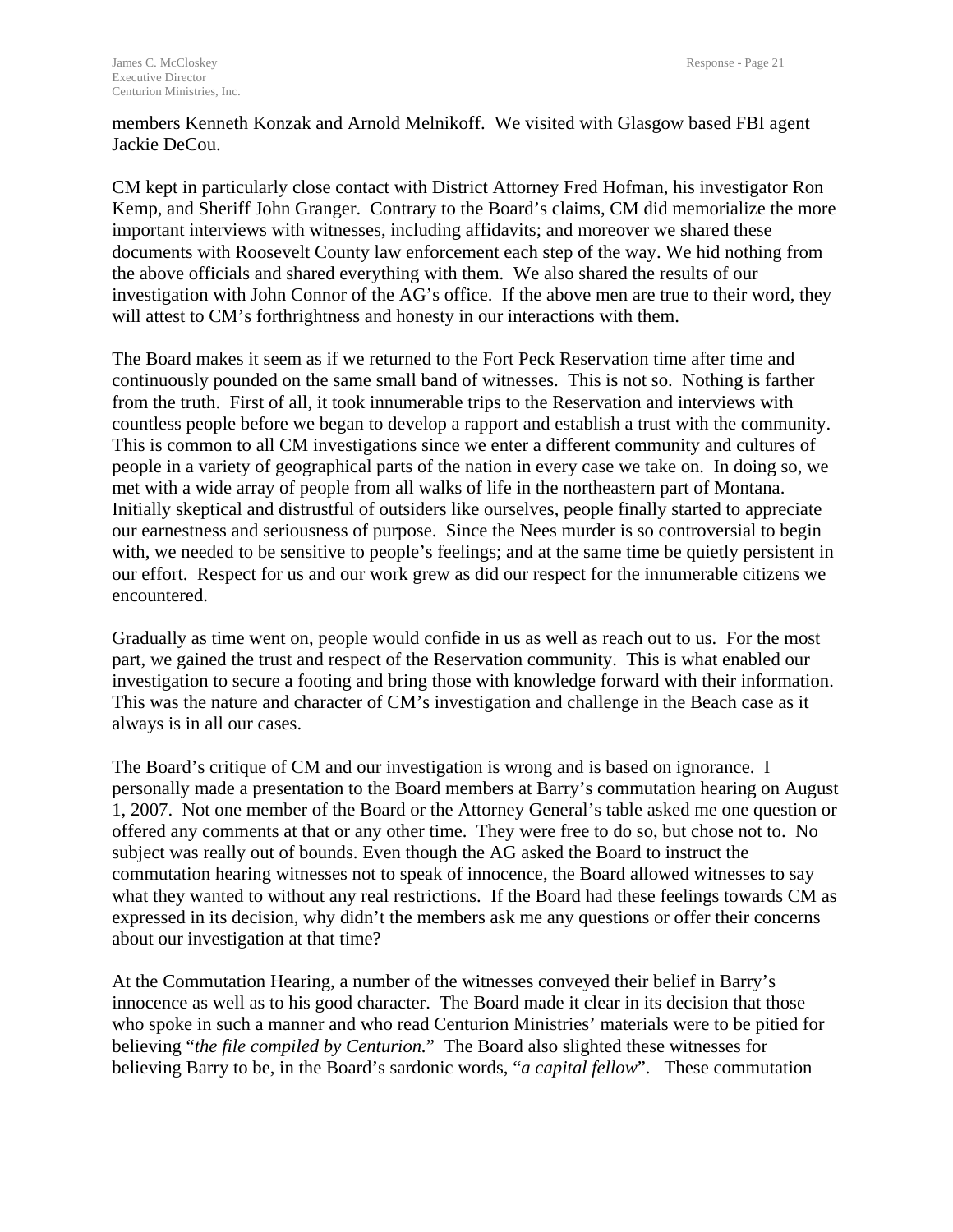members Kenneth Konzak and Arnold Melnikoff. We visited with Glasgow based FBI agent Jackie DeCou.

CM kept in particularly close contact with District Attorney Fred Hofman, his investigator Ron Kemp, and Sheriff John Granger. Contrary to the Board's claims, CM did memorialize the more important interviews with witnesses, including affidavits; and moreover we shared these documents with Roosevelt County law enforcement each step of the way. We hid nothing from the above officials and shared everything with them. We also shared the results of our investigation with John Connor of the AG's office. If the above men are true to their word, they will attest to CM's forthrightness and honesty in our interactions with them.

The Board makes it seem as if we returned to the Fort Peck Reservation time after time and continuously pounded on the same small band of witnesses. This is not so. Nothing is farther from the truth. First of all, it took innumerable trips to the Reservation and interviews with countless people before we began to develop a rapport and establish a trust with the community. This is common to all CM investigations since we enter a different community and cultures of people in a variety of geographical parts of the nation in every case we take on. In doing so, we met with a wide array of people from all walks of life in the northeastern part of Montana. Initially skeptical and distrustful of outsiders like ourselves, people finally started to appreciate our earnestness and seriousness of purpose. Since the Nees murder is so controversial to begin with, we needed to be sensitive to people's feelings; and at the same time be quietly persistent in our effort. Respect for us and our work grew as did our respect for the innumerable citizens we encountered.

Gradually as time went on, people would confide in us as well as reach out to us. For the most part, we gained the trust and respect of the Reservation community. This is what enabled our investigation to secure a footing and bring those with knowledge forward with their information. This was the nature and character of CM's investigation and challenge in the Beach case as it always is in all our cases.

The Board's critique of CM and our investigation is wrong and is based on ignorance. I personally made a presentation to the Board members at Barry's commutation hearing on August 1, 2007. Not one member of the Board or the Attorney General's table asked me one question or offered any comments at that or any other time. They were free to do so, but chose not to. No subject was really out of bounds. Even though the AG asked the Board to instruct the commutation hearing witnesses not to speak of innocence, the Board allowed witnesses to say what they wanted to without any real restrictions. If the Board had these feelings towards CM as expressed in its decision, why didn't the members ask me any questions or offer their concerns about our investigation at that time?

At the Commutation Hearing, a number of the witnesses conveyed their belief in Barry's innocence as well as to his good character. The Board made it clear in its decision that those who spoke in such a manner and who read Centurion Ministries' materials were to be pitied for believing "*the file compiled by Centurion.*" The Board also slighted these witnesses for believing Barry to be, in the Board's sardonic words, "*a capital fellow*". These commutation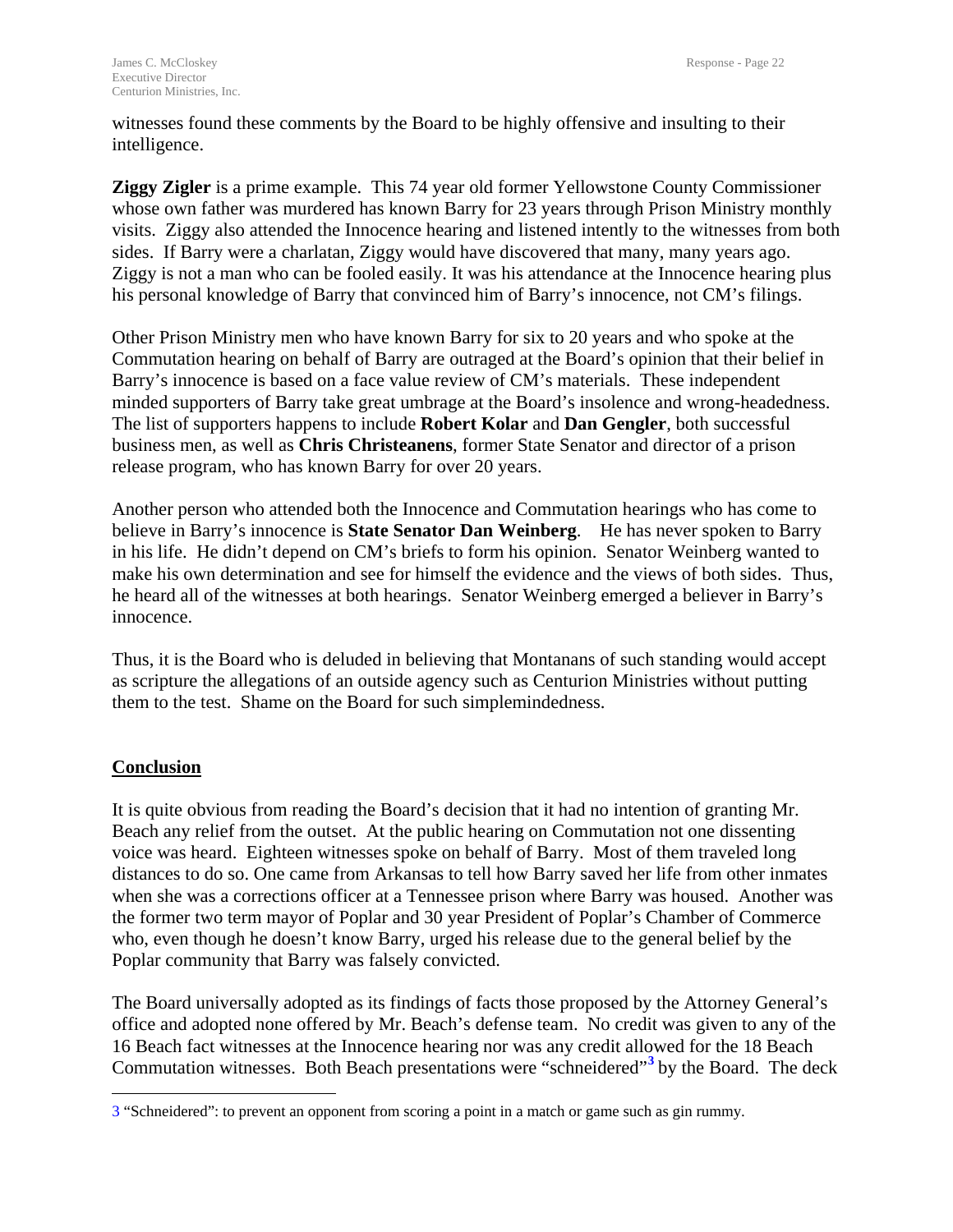witnesses found these comments by the Board to be highly offensive and insulting to their intelligence.

**Ziggy Zigler** is a prime example. This 74 year old former Yellowstone County Commissioner whose own father was murdered has known Barry for 23 years through Prison Ministry monthly visits. Ziggy also attended the Innocence hearing and listened intently to the witnesses from both sides. If Barry were a charlatan, Ziggy would have discovered that many, many years ago. Ziggy is not a man who can be fooled easily. It was his attendance at the Innocence hearing plus his personal knowledge of Barry that convinced him of Barry's innocence, not CM's filings.

Other Prison Ministry men who have known Barry for six to 20 years and who spoke at the Commutation hearing on behalf of Barry are outraged at the Board's opinion that their belief in Barry's innocence is based on a face value review of CM's materials. These independent minded supporters of Barry take great umbrage at the Board's insolence and wrong-headedness. The list of supporters happens to include **Robert Kolar** and **Dan Gengler**, both successful business men, as well as **Chris Christeanens**, former State Senator and director of a prison release program, who has known Barry for over 20 years.

Another person who attended both the Innocence and Commutation hearings who has come to believe in Barry's innocence is **State Senator Dan Weinberg**. He has never spoken to Barry in his life. He didn't depend on CM's briefs to form his opinion. Senator Weinberg wanted to make his own determination and see for himself the evidence and the views of both sides. Thus, he heard all of the witnesses at both hearings. Senator Weinberg emerged a believer in Barry's innocence.

Thus, it is the Board who is deluded in believing that Montanans of such standing would accept as scripture the allegations of an outside agency such as Centurion Ministries without putting them to the test. Shame on the Board for such simplemindedness.

## Conclusion

It is quite obvious from reading the Board's decision that it had no intention of granting Mr. Beach any relief from the outset. At the public hearing on Commutation not one dissenting voice was heard. Eighteen witnesses spoke on behalf of Barry. Most of them traveled long distances to do so. One came from Arkansas to tell how Barry saved her life from other inmates when she was a corrections officer at a Tennessee prison where Barry was housed. Another was the former two term mayor of Poplar and 30 year President of Poplar's Chamber of Commerce who, even though he doesn't know Barry, urged his release due to the general belief by the Poplar community that Barry was falsely convicted.

The Board universally adopted as its findings of facts those proposed by the Attorney General's office and adopted none offered by Mr. Beach's defense team. No credit was given to any of the 16 Beach fact witnesses at the Innocence hearing nor was any credit allowed for the 18 Beach Commutation witnesses. Both Beach presentations were "schneidered"[3] by the Board. The deck

[3] "Schneidered": to prevent an opponent from scoring a point in a match or game such as gin rummy.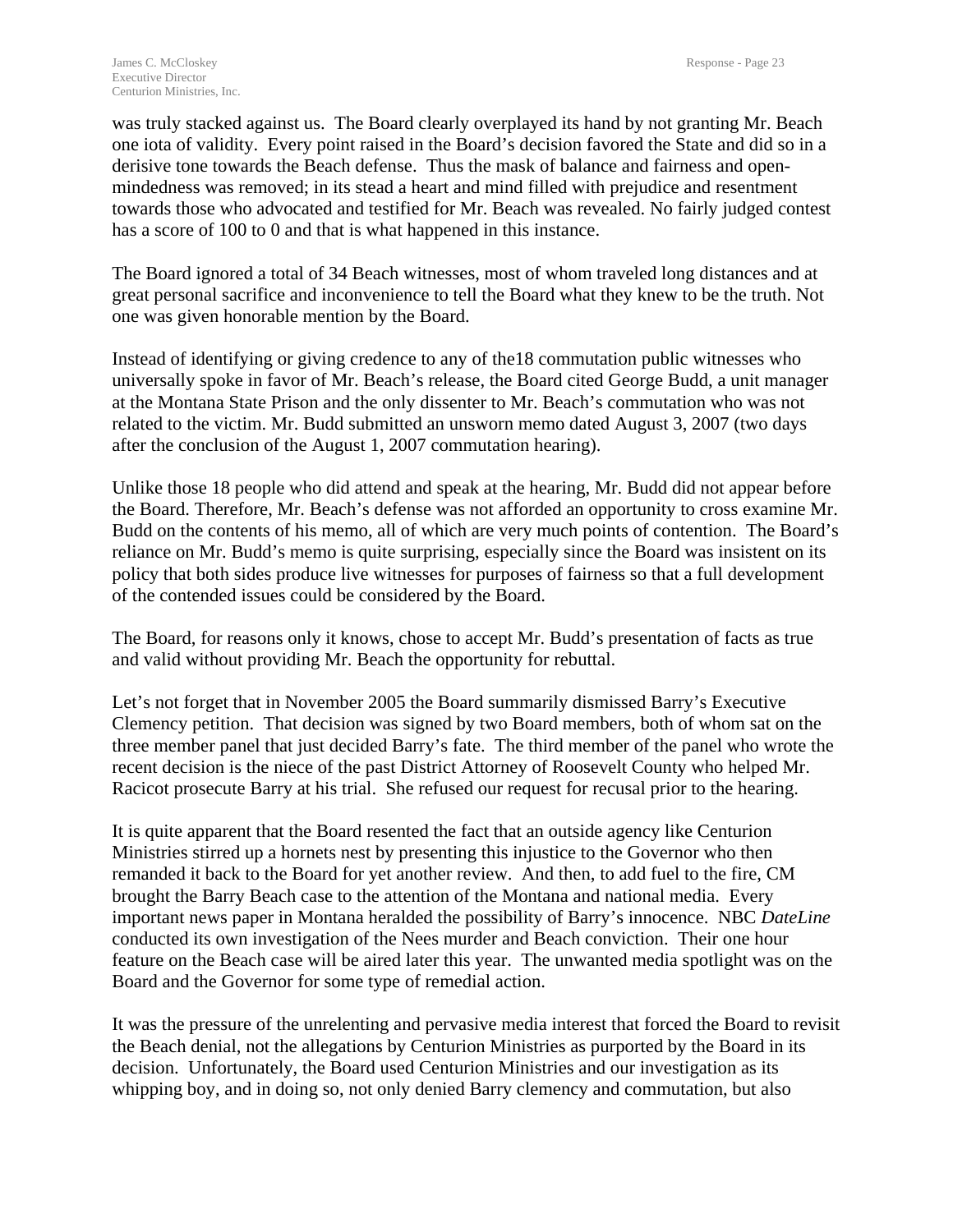was truly stacked against us. The Board clearly overplayed its hand by not granting Mr. Beach one iota of validity. Every point raised in the Board's decision favored the State and did so in a derisive tone towards the Beach defense. Thus the mask of balance and fairness and open-mindedness was removed; in its stead a heart and mind filled with prejudice and resentment towards those who advocated and testified for Mr. Beach was revealed. No fairly judged contest has a score of 100 to 0 and that is what happened in this instance.

The Board ignored a total of 34 Beach witnesses, most of whom traveled long distances and at great personal sacrifice and inconvenience to tell the Board what they knew to be the truth. Not one was given honorable mention by the Board.

Instead of identifying or giving credence to any of the18 commutation public witnesses who universally spoke in favor of Mr. Beach's release, the Board cited George Budd, a unit manager at the Montana State Prison and the only dissenter to Mr. Beach's commutation who was not related to the victim. Mr. Budd submitted an unsworn memo dated August 3, 2007 (two days after the conclusion of the August 1, 2007 commutation hearing).

Unlike those 18 people who did attend and speak at the hearing, Mr. Budd did not appear before the Board. Therefore, Mr. Beach's defense was not afforded an opportunity to cross examine Mr. Budd on the contents of his memo, all of which are very much points of contention. The Board's reliance on Mr. Budd's memo is quite surprising, especially since the Board was insistent on its policy that both sides produce live witnesses for purposes of fairness so that a full development of the contended issues could be considered by the Board.

The Board, for reasons only it knows, chose to accept Mr. Budd's presentation of facts as true and valid without providing Mr. Beach the opportunity for rebuttal.

Let's not forget that in November 2005 the Board summarily dismissed Barry's Executive Clemency petition. That decision was signed by two Board members, both of whom sat on the three member panel that just decided Barry's fate. The third member of the panel who wrote the recent decision is the niece of the past District Attorney of Roosevelt County who helped Mr. Racicot prosecute Barry at his trial. She refused our request for recusal prior to the hearing.

It is quite apparent that the Board resented the fact that an outside agency like Centurion Ministries stirred up a hornets nest by presenting this injustice to the Governor who then remanded it back to the Board for yet another review. And then, to add fuel to the fire, CM brought the Barry Beach case to the attention of the Montana and national media. Every important news paper in Montana heralded the possibility of Barry's innocence. NBC *DateLine* conducted its own investigation of the Nees murder and Beach conviction. Their one hour feature on the Beach case will be aired later this year. The unwanted media spotlight was on the Board and the Governor for some type of remedial action.

It was the pressure of the unrelenting and pervasive media interest that forced the Board to revisit the Beach denial, not the allegations by Centurion Ministries as purported by the Board in its decision. Unfortunately, the Board used Centurion Ministries and our investigation as its whipping boy, and in doing so, not only denied Barry clemency and commutation, but also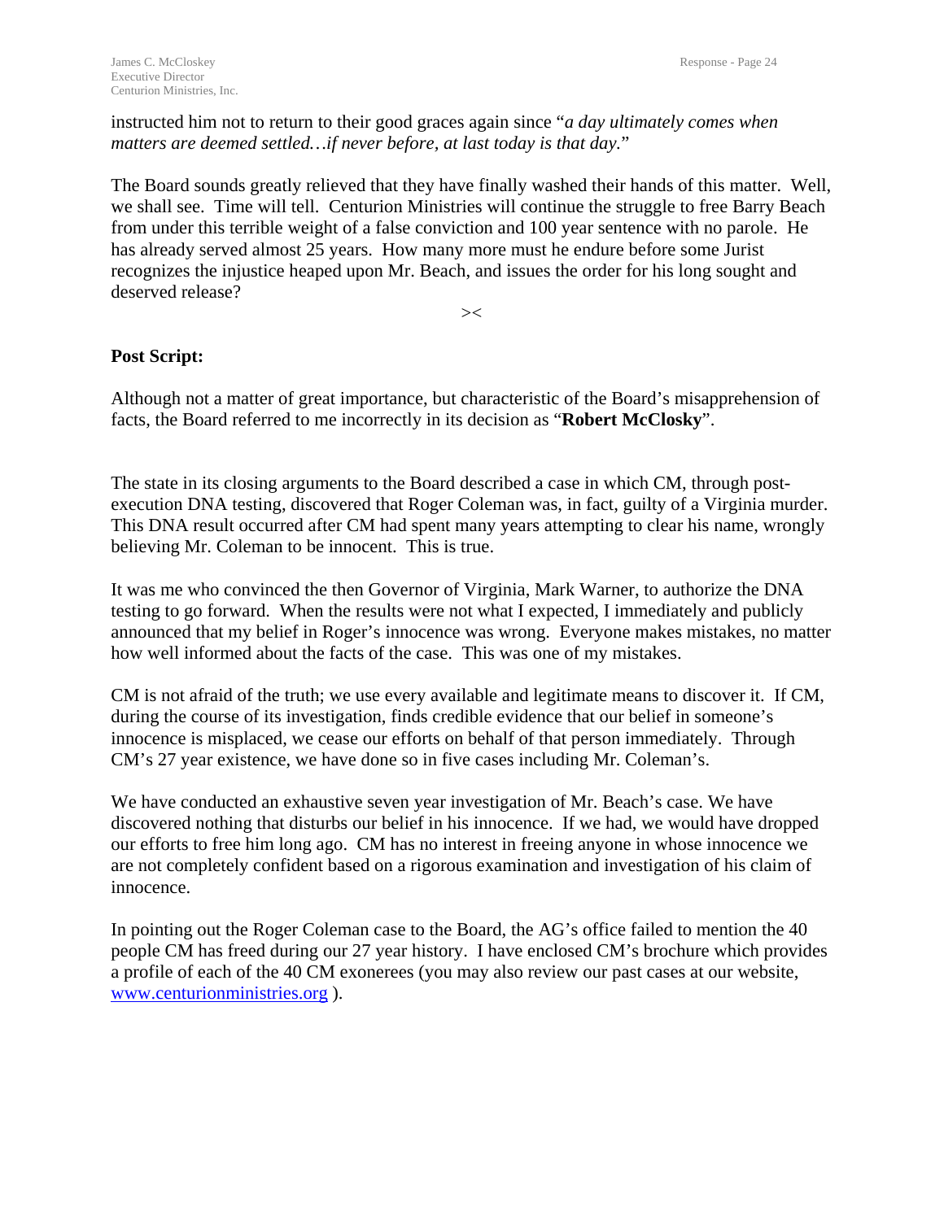instructed him not to return to their good graces again since "*a day ultimately comes when matters are deemed settled…if never before, at last today is that day.*"

The Board sounds greatly relieved that they have finally washed their hands of this matter. Well, we shall see. Time will tell. Centurion Ministries will continue the struggle to free Barry Beach from under this terrible weight of a false conviction and 100 year sentence with no parole. He has already served almost 25 years. How many more must he endure before some Jurist recognizes the injustice heaped upon Mr. Beach, and issues the order for his long sought and deserved release?

><

**Post Script:**

Although not a matter of great importance, but characteristic of the Board's misapprehension of facts, the Board referred to me incorrectly in its decision as "**Robert McClosky**".

The state in its closing arguments to the Board described a case in which CM, through post-execution DNA testing, discovered that Roger Coleman was, in fact, guilty of a Virginia murder. This DNA result occurred after CM had spent many years attempting to clear his name, wrongly believing Mr. Coleman to be innocent. This is true.

It was me who convinced the then Governor of Virginia, Mark Warner, to authorize the DNA testing to go forward. When the results were not what I expected, I immediately and publicly announced that my belief in Roger's innocence was wrong. Everyone makes mistakes, no matter how well informed about the facts of the case. This was one of my mistakes.

CM is not afraid of the truth; we use every available and legitimate means to discover it. If CM, during the course of its investigation, finds credible evidence that our belief in someone's innocence is misplaced, we cease our efforts on behalf of that person immediately. Through CM's 27 year existence, we have done so in five cases including Mr. Coleman's.

We have conducted an exhaustive seven year investigation of Mr. Beach's case. We have discovered nothing that disturbs our belief in his innocence. If we had, we would have dropped our efforts to free him long ago. CM has no interest in freeing anyone in whose innocence we are not completely confident based on a rigorous examination and investigation of his claim of innocence.

In pointing out the Roger Coleman case to the Board, the AG's office failed to mention the 40 people CM has freed during our 27 year history. I have enclosed CM's brochure which provides a profile of each of the 40 CM exonerees (you may also review our past cases at our website, www.centurionministries.org ).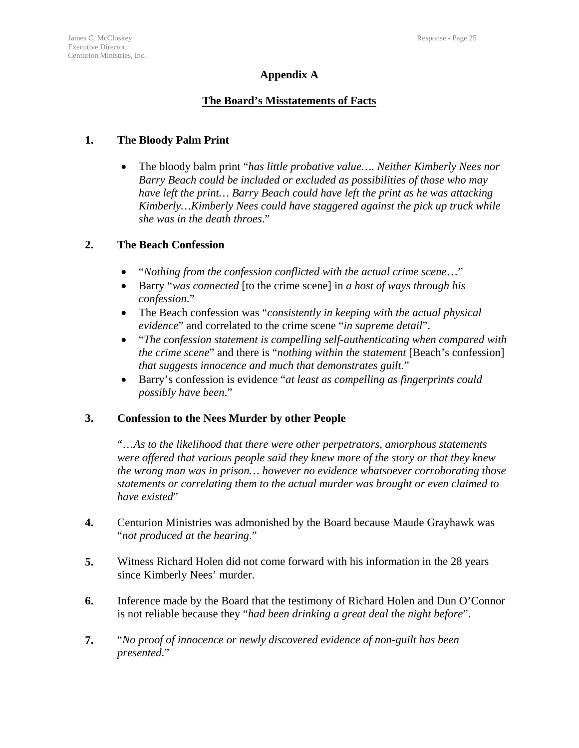## Appendix A

## The Board's Misstatements of Facts

**1. The Bloody Palm Print**

- The bloody balm print "*has little probative value…. Neither Kimberly Nees nor Barry Beach could be included or excluded as possibilities of those who may have left the print… Barry Beach could have left the print as he was attacking Kimberly…Kimberly Nees could have staggered against the pick up truck while she was in the death throes*."

**2. The Beach Confession**

- "*Nothing from the confession conflicted with the actual crime scene*…"
- Barry "*was connected* [to the crime scene] in *a host of ways through his confession*."
- The Beach confession was "*consistently in keeping with the actual physical evidence*" and correlated to the crime scene "*in supreme detail*".
- "*The confession statement is compelling self-authenticating when compared with the crime scene*" and there is "*nothing within the statement* [Beach's confession] *that suggests innocence and much that demonstrates guilt.*"
- Barry's confession is evidence "*at least as compelling as fingerprints could possibly have been*."

**3. Confession to the Nees Murder by other People**

"…*As to the likelihood that there were other perpetrators, amorphous statements were offered that various people said they knew more of the story or that they knew the wrong man was in prison… however no evidence whatsoever corroborating those statements or correlating them to the actual murder was brought or even claimed to have existed*"

**4.** Centurion Ministries was admonished by the Board because Maude Grayhawk was "*not produced at the hearing*."

**5.** Witness Richard Holen did not come forward with his information in the 28 years since Kimberly Nees' murder.

**6.** Inference made by the Board that the testimony of Richard Holen and Dun O'Connor is not reliable because they "*had been drinking a great deal the night before*".

**7.** "*No proof of innocence or newly discovered evidence of non-guilt has been presented*."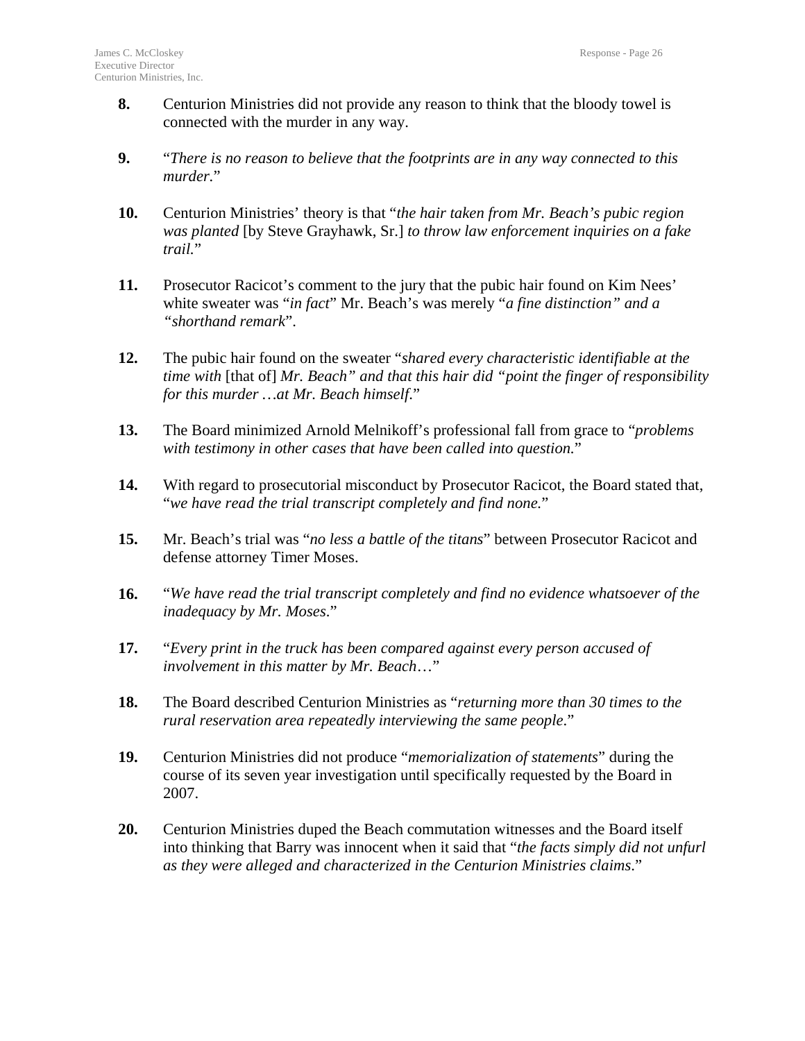**8.** Centurion Ministries did not provide any reason to think that the bloody towel is connected with the murder in any way.

**9.** "*There is no reason to believe that the footprints are in any way connected to this murder.*"

**10.** Centurion Ministries' theory is that "*the hair taken from Mr. Beach's pubic region was planted* [by Steve Grayhawk, Sr.] *to throw law enforcement inquiries on a fake trail.*"

**11.** Prosecutor Racicot's comment to the jury that the pubic hair found on Kim Nees' white sweater was "*in fact*" Mr. Beach's was merely "*a fine distinction" and a "shorthand remark*".

**12.** The pubic hair found on the sweater "*shared every characteristic identifiable at the time with* [that of] *Mr. Beach" and that this hair did "point the finger of responsibility for this murder …at Mr. Beach himself*."

**13.** The Board minimized Arnold Melnikoff's professional fall from grace to "*problems with testimony in other cases that have been called into question.*"

**14.** With regard to prosecutorial misconduct by Prosecutor Racicot, the Board stated that, "*we have read the trial transcript completely and find none.*"

**15.** Mr. Beach's trial was "*no less a battle of the titans*" between Prosecutor Racicot and defense attorney Timer Moses.

**16.** "*We have read the trial transcript completely and find no evidence whatsoever of the inadequacy by Mr. Moses*."

**17.** "*Every print in the truck has been compared against every person accused of involvement in this matter by Mr. Beach*…"

**18.** The Board described Centurion Ministries as "*returning more than 30 times to the rural reservation area repeatedly interviewing the same people*."

**19.** Centurion Ministries did not produce "*memorialization of statements*" during the course of its seven year investigation until specifically requested by the Board in 2007.

**20.** Centurion Ministries duped the Beach commutation witnesses and the Board itself into thinking that Barry was innocent when it said that "*the facts simply did not unfurl as they were alleged and characterized in the Centurion Ministries claims*."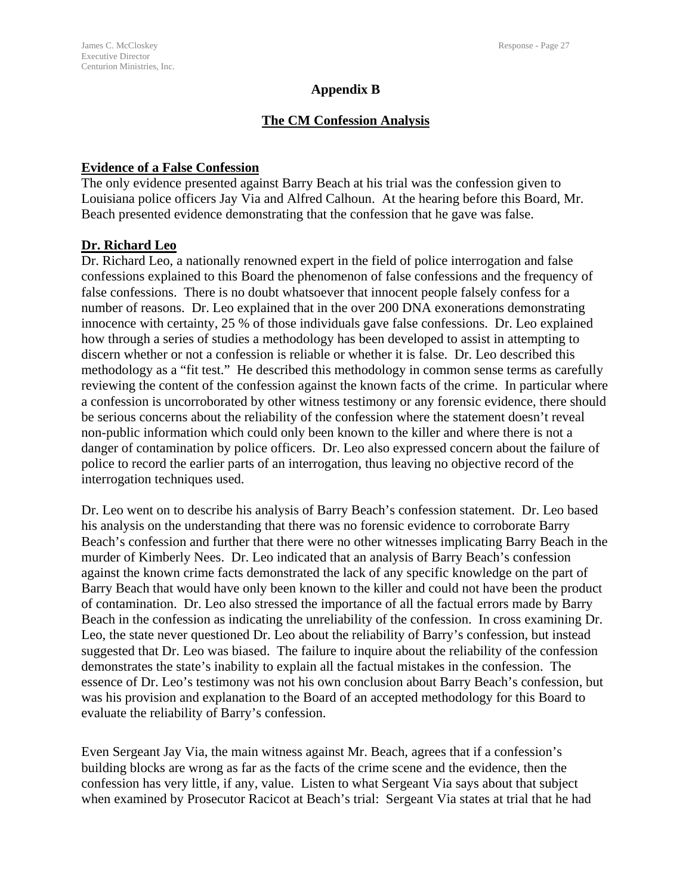## Appendix B

## The CM Confession Analysis

**Evidence of a False Confession**

The only evidence presented against Barry Beach at his trial was the confession given to Louisiana police officers Jay Via and Alfred Calhoun. At the hearing before this Board, Mr. Beach presented evidence demonstrating that the confession that he gave was false.

**Dr. Richard Leo**

Dr. Richard Leo, a nationally renowned expert in the field of police interrogation and false confessions explained to this Board the phenomenon of false confessions and the frequency of false confessions. There is no doubt whatsoever that innocent people falsely confess for a number of reasons. Dr. Leo explained that in the over 200 DNA exonerations demonstrating innocence with certainty, 25 % of those individuals gave false confessions. Dr. Leo explained how through a series of studies a methodology has been developed to assist in attempting to discern whether or not a confession is reliable or whether it is false. Dr. Leo described this methodology as a "fit test." He described this methodology in common sense terms as carefully reviewing the content of the confession against the known facts of the crime. In particular where a confession is uncorroborated by other witness testimony or any forensic evidence, there should be serious concerns about the reliability of the confession where the statement doesn't reveal non-public information which could only been known to the killer and where there is not a danger of contamination by police officers. Dr. Leo also expressed concern about the failure of police to record the earlier parts of an interrogation, thus leaving no objective record of the interrogation techniques used.

Dr. Leo went on to describe his analysis of Barry Beach's confession statement. Dr. Leo based his analysis on the understanding that there was no forensic evidence to corroborate Barry Beach's confession and further that there were no other witnesses implicating Barry Beach in the murder of Kimberly Nees. Dr. Leo indicated that an analysis of Barry Beach's confession against the known crime facts demonstrated the lack of any specific knowledge on the part of Barry Beach that would have only been known to the killer and could not have been the product of contamination. Dr. Leo also stressed the importance of all the factual errors made by Barry Beach in the confession as indicating the unreliability of the confession. In cross examining Dr. Leo, the state never questioned Dr. Leo about the reliability of Barry's confession, but instead suggested that Dr. Leo was biased. The failure to inquire about the reliability of the confession demonstrates the state's inability to explain all the factual mistakes in the confession. The essence of Dr. Leo's testimony was not his own conclusion about Barry Beach's confession, but was his provision and explanation to the Board of an accepted methodology for this Board to evaluate the reliability of Barry's confession.

Even Sergeant Jay Via, the main witness against Mr. Beach, agrees that if a confession's building blocks are wrong as far as the facts of the crime scene and the evidence, then the confession has very little, if any, value. Listen to what Sergeant Via says about that subject when examined by Prosecutor Racicot at Beach's trial: Sergeant Via states at trial that he had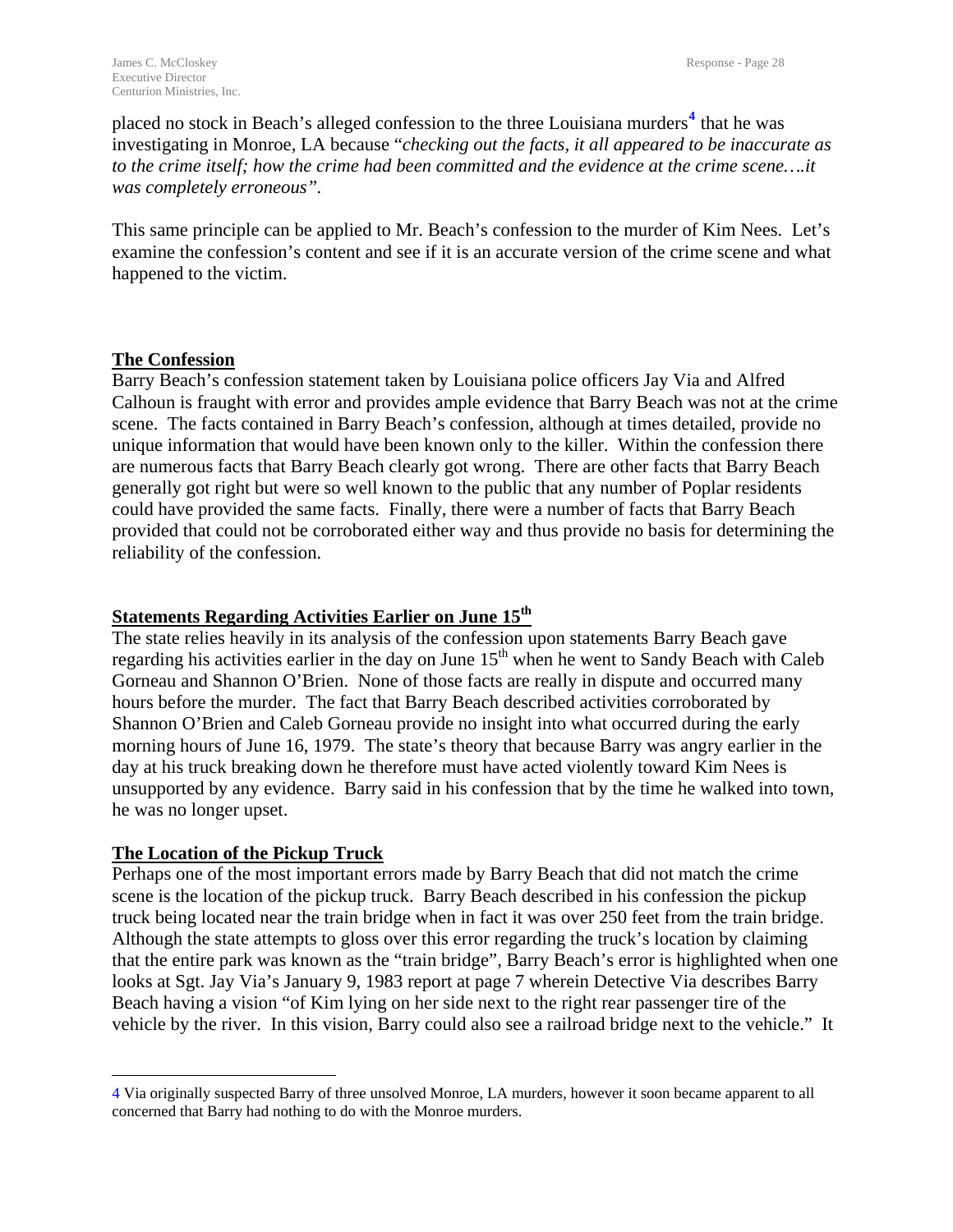placed no stock in Beach's alleged confession to the three Louisiana murders[4] that he was investigating in Monroe, LA because "*checking out the facts, it all appeared to be inaccurate as to the crime itself; how the crime had been committed and the evidence at the crime scene….it was completely erroneous"*.

This same principle can be applied to Mr. Beach's confession to the murder of Kim Nees. Let's examine the confession's content and see if it is an accurate version of the crime scene and what happened to the victim.

## The Confession

Barry Beach's confession statement taken by Louisiana police officers Jay Via and Alfred Calhoun is fraught with error and provides ample evidence that Barry Beach was not at the crime scene. The facts contained in Barry Beach's confession, although at times detailed, provide no unique information that would have been known only to the killer. Within the confession there are numerous facts that Barry Beach clearly got wrong. There are other facts that Barry Beach generally got right but were so well known to the public that any number of Poplar residents could have provided the same facts. Finally, there were a number of facts that Barry Beach provided that could not be corroborated either way and thus provide no basis for determining the reliability of the confession.

## Statements Regarding Activities Earlier on June 15th

The state relies heavily in its analysis of the confession upon statements Barry Beach gave regarding his activities earlier in the day on June 15th when he went to Sandy Beach with Caleb Gorneau and Shannon O'Brien. None of those facts are really in dispute and occurred many hours before the murder. The fact that Barry Beach described activities corroborated by Shannon O'Brien and Caleb Gorneau provide no insight into what occurred during the early morning hours of June 16, 1979. The state's theory that because Barry was angry earlier in the day at his truck breaking down he therefore must have acted violently toward Kim Nees is unsupported by any evidence. Barry said in his confession that by the time he walked into town, he was no longer upset.

## The Location of the Pickup Truck

Perhaps one of the most important errors made by Barry Beach that did not match the crime scene is the location of the pickup truck. Barry Beach described in his confession the pickup truck being located near the train bridge when in fact it was over 250 feet from the train bridge. Although the state attempts to gloss over this error regarding the truck's location by claiming that the entire park was known as the "train bridge", Barry Beach's error is highlighted when one looks at Sgt. Jay Via's January 9, 1983 report at page 7 wherein Detective Via describes Barry Beach having a vision "of Kim lying on her side next to the right rear passenger tire of the vehicle by the river. In this vision, Barry could also see a railroad bridge next to the vehicle." It

---

[4] Via originally suspected Barry of three unsolved Monroe, LA murders, however it soon became apparent to all concerned that Barry had nothing to do with the Monroe murders.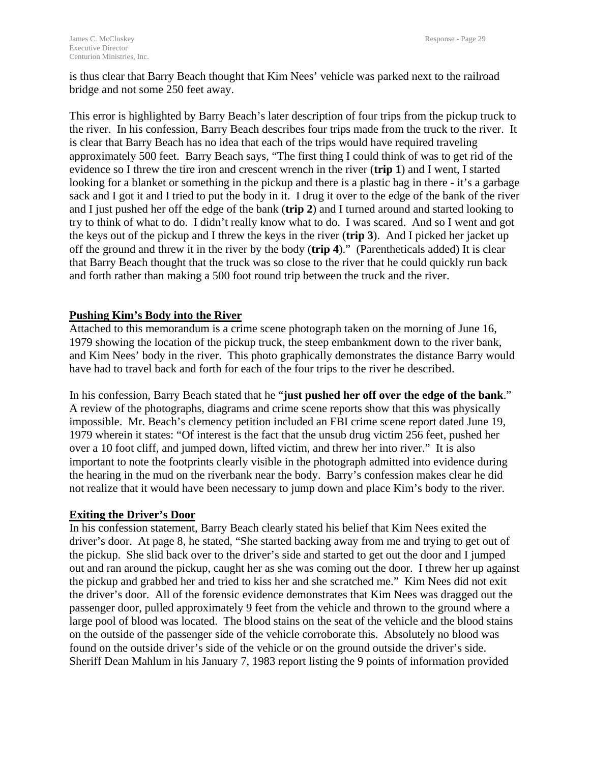is thus clear that Barry Beach thought that Kim Nees' vehicle was parked next to the railroad bridge and not some 250 feet away.

This error is highlighted by Barry Beach's later description of four trips from the pickup truck to the river. In his confession, Barry Beach describes four trips made from the truck to the river. It is clear that Barry Beach has no idea that each of the trips would have required traveling approximately 500 feet. Barry Beach says, "The first thing I could think of was to get rid of the evidence so I threw the tire iron and crescent wrench in the river (**trip 1**) and I went, I started looking for a blanket or something in the pickup and there is a plastic bag in there - it's a garbage sack and I got it and I tried to put the body in it. I drug it over to the edge of the bank of the river and I just pushed her off the edge of the bank (**trip 2**) and I turned around and started looking to try to think of what to do. I didn't really know what to do. I was scared. And so I went and got the keys out of the pickup and I threw the keys in the river (**trip 3**). And I picked her jacket up off the ground and threw it in the river by the body (**trip 4**)." (Parentheticals added) It is clear that Barry Beach thought that the truck was so close to the river that he could quickly run back and forth rather than making a 500 foot round trip between the truck and the river.

**Pushing Kim's Body into the River**

Attached to this memorandum is a crime scene photograph taken on the morning of June 16, 1979 showing the location of the pickup truck, the steep embankment down to the river bank, and Kim Nees' body in the river. This photo graphically demonstrates the distance Barry would have had to travel back and forth for each of the four trips to the river he described.

In his confession, Barry Beach stated that he "**just pushed her off over the edge of the bank**." A review of the photographs, diagrams and crime scene reports show that this was physically impossible. Mr. Beach's clemency petition included an FBI crime scene report dated June 19, 1979 wherein it states: "Of interest is the fact that the unsub drug victim 256 feet, pushed her over a 10 foot cliff, and jumped down, lifted victim, and threw her into river." It is also important to note the footprints clearly visible in the photograph admitted into evidence during the hearing in the mud on the riverbank near the body. Barry's confession makes clear he did not realize that it would have been necessary to jump down and place Kim's body to the river.

**Exiting the Driver's Door**

In his confession statement, Barry Beach clearly stated his belief that Kim Nees exited the driver's door. At page 8, he stated, "She started backing away from me and trying to get out of the pickup. She slid back over to the driver's side and started to get out the door and I jumped out and ran around the pickup, caught her as she was coming out the door. I threw her up against the pickup and grabbed her and tried to kiss her and she scratched me." Kim Nees did not exit the driver's door. All of the forensic evidence demonstrates that Kim Nees was dragged out the passenger door, pulled approximately 9 feet from the vehicle and thrown to the ground where a large pool of blood was located. The blood stains on the seat of the vehicle and the blood stains on the outside of the passenger side of the vehicle corroborate this. Absolutely no blood was found on the outside driver's side of the vehicle or on the ground outside the driver's side. Sheriff Dean Mahlum in his January 7, 1983 report listing the 9 points of information provided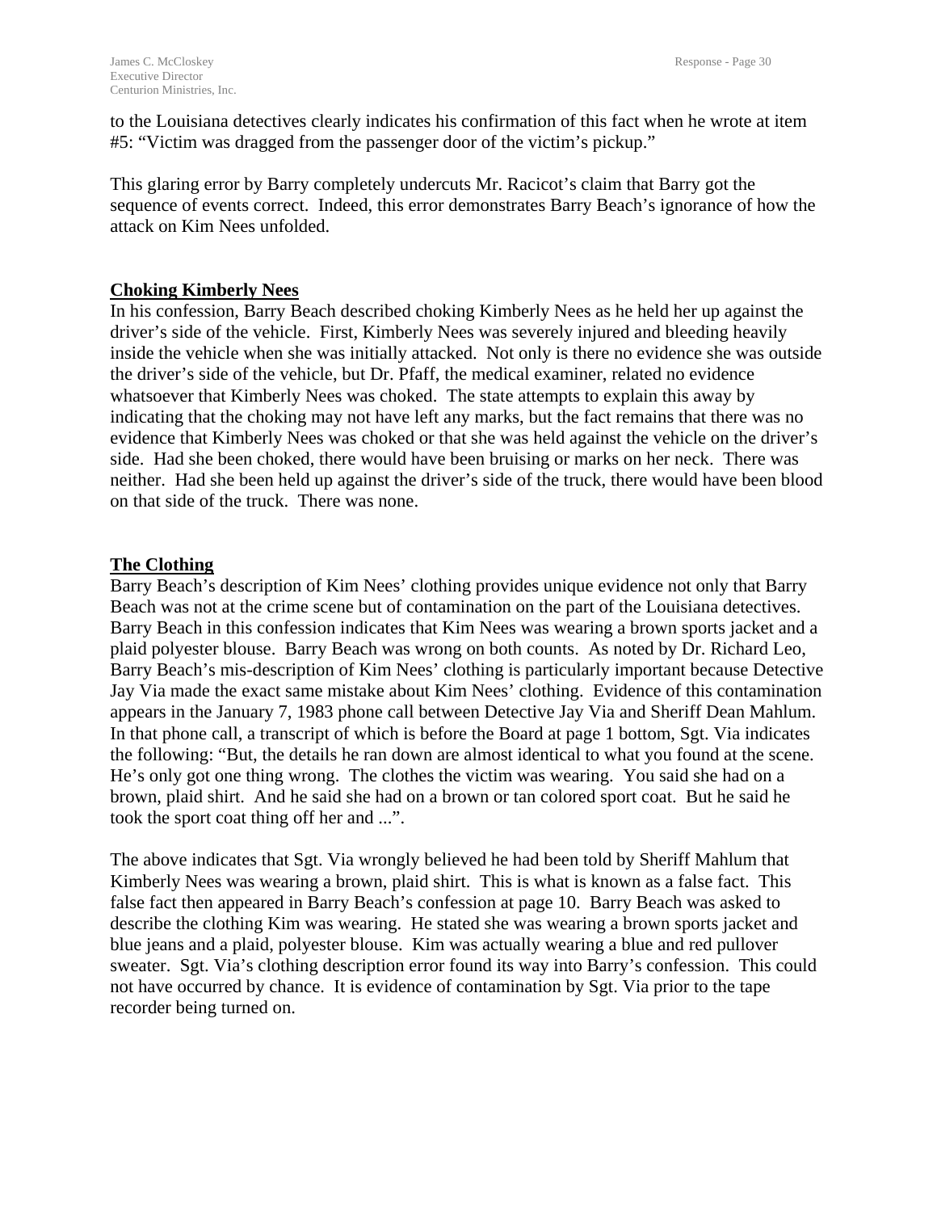to the Louisiana detectives clearly indicates his confirmation of this fact when he wrote at item #5: “Victim was dragged from the passenger door of the victim’s pickup.”

This glaring error by Barry completely undercuts Mr. Racicot’s claim that Barry got the sequence of events correct. Indeed, this error demonstrates Barry Beach’s ignorance of how the attack on Kim Nees unfolded.

**Choking Kimberly Nees**

In his confession, Barry Beach described choking Kimberly Nees as he held her up against the driver’s side of the vehicle. First, Kimberly Nees was severely injured and bleeding heavily inside the vehicle when she was initially attacked. Not only is there no evidence she was outside the driver’s side of the vehicle, but Dr. Pfaff, the medical examiner, related no evidence whatsoever that Kimberly Nees was choked. The state attempts to explain this away by indicating that the choking may not have left any marks, but the fact remains that there was no evidence that Kimberly Nees was choked or that she was held against the vehicle on the driver’s side. Had she been choked, there would have been bruising or marks on her neck. There was neither. Had she been held up against the driver’s side of the truck, there would have been blood on that side of the truck. There was none.

**The Clothing**

Barry Beach’s description of Kim Nees’ clothing provides unique evidence not only that Barry Beach was not at the crime scene but of contamination on the part of the Louisiana detectives. Barry Beach in this confession indicates that Kim Nees was wearing a brown sports jacket and a plaid polyester blouse. Barry Beach was wrong on both counts. As noted by Dr. Richard Leo, Barry Beach’s mis-description of Kim Nees’ clothing is particularly important because Detective Jay Via made the exact same mistake about Kim Nees’ clothing. Evidence of this contamination appears in the January 7, 1983 phone call between Detective Jay Via and Sheriff Dean Mahlum. In that phone call, a transcript of which is before the Board at page 1 bottom, Sgt. Via indicates the following: “But, the details he ran down are almost identical to what you found at the scene. He’s only got one thing wrong. The clothes the victim was wearing. You said she had on a brown, plaid shirt. And he said she had on a brown or tan colored sport coat. But he said he took the sport coat thing off her and ...”.

The above indicates that Sgt. Via wrongly believed he had been told by Sheriff Mahlum that Kimberly Nees was wearing a brown, plaid shirt. This is what is known as a false fact. This false fact then appeared in Barry Beach’s confession at page 10. Barry Beach was asked to describe the clothing Kim was wearing. He stated she was wearing a brown sports jacket and blue jeans and a plaid, polyester blouse. Kim was actually wearing a blue and red pullover sweater. Sgt. Via’s clothing description error found its way into Barry’s confession. This could not have occurred by chance. It is evidence of contamination by Sgt. Via prior to the tape recorder being turned on.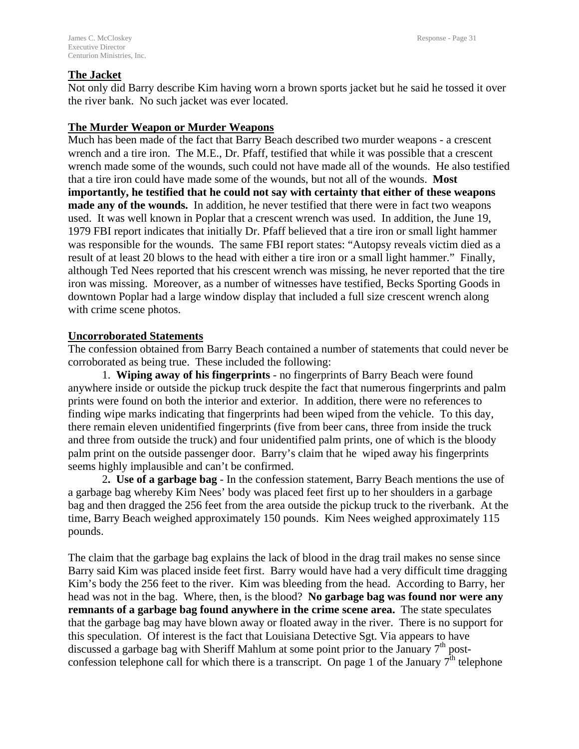## The Jacket

Not only did Barry describe Kim having worn a brown sports jacket but he said he tossed it over the river bank. No such jacket was ever located.

## The Murder Weapon or Murder Weapons

Much has been made of the fact that Barry Beach described two murder weapons - a crescent wrench and a tire iron. The M.E., Dr. Pfaff, testified that while it was possible that a crescent wrench made some of the wounds, such could not have made all of the wounds. He also testified that a tire iron could have made some of the wounds, but not all of the wounds. **Most importantly, he testified that he could not say with certainty that either of these weapons made any of the wounds.** In addition, he never testified that there were in fact two weapons used. It was well known in Poplar that a crescent wrench was used. In addition, the June 19, 1979 FBI report indicates that initially Dr. Pfaff believed that a tire iron or small light hammer was responsible for the wounds. The same FBI report states: "Autopsy reveals victim died as a result of at least 20 blows to the head with either a tire iron or a small light hammer." Finally, although Ted Nees reported that his crescent wrench was missing, he never reported that the tire iron was missing. Moreover, as a number of witnesses have testified, Becks Sporting Goods in downtown Poplar had a large window display that included a full size crescent wrench along with crime scene photos.

## Uncorroborated Statements

The confession obtained from Barry Beach contained a number of statements that could never be corroborated as being true. These included the following:

1. **Wiping away of his fingerprints** - no fingerprints of Barry Beach were found anywhere inside or outside the pickup truck despite the fact that numerous fingerprints and palm prints were found on both the interior and exterior. In addition, there were no references to finding wipe marks indicating that fingerprints had been wiped from the vehicle. To this day, there remain eleven unidentified fingerprints (five from beer cans, three from inside the truck and three from outside the truck) and four unidentified palm prints, one of which is the bloody palm print on the outside passenger door. Barry's claim that he wiped away his fingerprints seems highly implausible and can't be confirmed.

2. **Use of a garbage bag** - In the confession statement, Barry Beach mentions the use of a garbage bag whereby Kim Nees' body was placed feet first up to her shoulders in a garbage bag and then dragged the 256 feet from the area outside the pickup truck to the riverbank. At the time, Barry Beach weighed approximately 150 pounds. Kim Nees weighed approximately 115 pounds.

The claim that the garbage bag explains the lack of blood in the drag trail makes no sense since Barry said Kim was placed inside feet first. Barry would have had a very difficult time dragging Kim's body the 256 feet to the river. Kim was bleeding from the head. According to Barry, her head was not in the bag. Where, then, is the blood? **No garbage bag was found nor were any remnants of a garbage bag found anywhere in the crime scene area.** The state speculates that the garbage bag may have blown away or floated away in the river. There is no support for this speculation. Of interest is the fact that Louisiana Detective Sgt. Via appears to have discussed a garbage bag with Sheriff Mahlum at some point prior to the January 7th post-confession telephone call for which there is a transcript. On page 1 of the January 7th telephone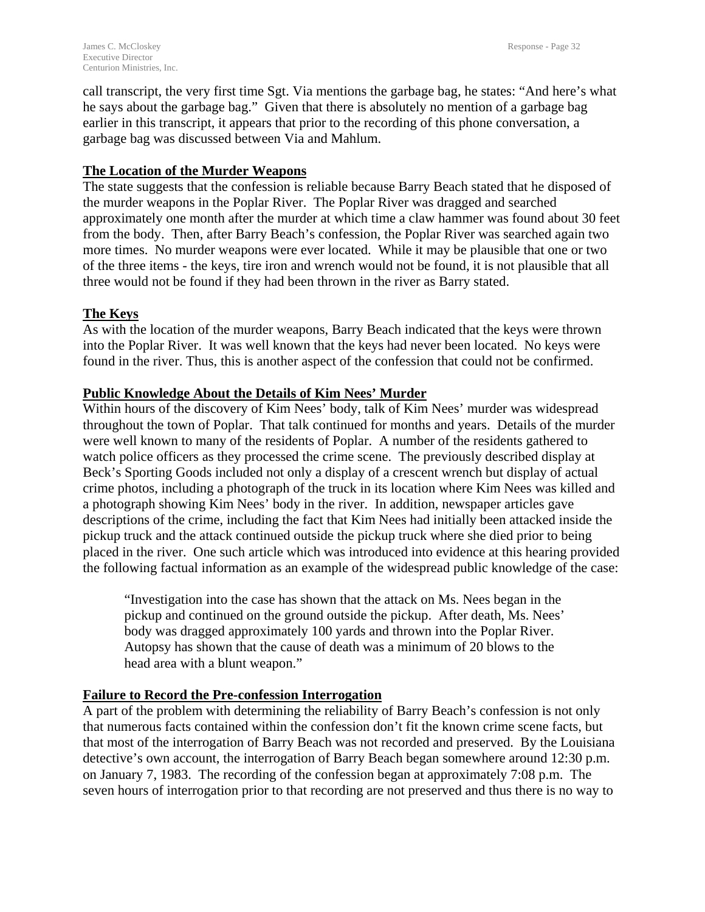call transcript, the very first time Sgt. Via mentions the garbage bag, he states: “And here’s what he says about the garbage bag.” Given that there is absolutely no mention of a garbage bag earlier in this transcript, it appears that prior to the recording of this phone conversation, a garbage bag was discussed between Via and Mahlum.

**The Location of the Murder Weapons**

The state suggests that the confession is reliable because Barry Beach stated that he disposed of the murder weapons in the Poplar River. The Poplar River was dragged and searched approximately one month after the murder at which time a claw hammer was found about 30 feet from the body. Then, after Barry Beach’s confession, the Poplar River was searched again two more times. No murder weapons were ever located. While it may be plausible that one or two of the three items - the keys, tire iron and wrench would not be found, it is not plausible that all three would not be found if they had been thrown in the river as Barry stated.

**The Keys**

As with the location of the murder weapons, Barry Beach indicated that the keys were thrown into the Poplar River. It was well known that the keys had never been located. No keys were found in the river. Thus, this is another aspect of the confession that could not be confirmed.

**Public Knowledge About the Details of Kim Nees’ Murder**

Within hours of the discovery of Kim Nees’ body, talk of Kim Nees’ murder was widespread throughout the town of Poplar. That talk continued for months and years. Details of the murder were well known to many of the residents of Poplar. A number of the residents gathered to watch police officers as they processed the crime scene. The previously described display at Beck’s Sporting Goods included not only a display of a crescent wrench but display of actual crime photos, including a photograph of the truck in its location where Kim Nees was killed and a photograph showing Kim Nees’ body in the river. In addition, newspaper articles gave descriptions of the crime, including the fact that Kim Nees had initially been attacked inside the pickup truck and the attack continued outside the pickup truck where she died prior to being placed in the river. One such article which was introduced into evidence at this hearing provided the following factual information as an example of the widespread public knowledge of the case:

> “Investigation into the case has shown that the attack on Ms. Nees began in the pickup and continued on the ground outside the pickup. After death, Ms. Nees’ body was dragged approximately 100 yards and thrown into the Poplar River. Autopsy has shown that the cause of death was a minimum of 20 blows to the head area with a blunt weapon.”

**Failure to Record the Pre-confession Interrogation**

A part of the problem with determining the reliability of Barry Beach’s confession is not only that numerous facts contained within the confession don’t fit the known crime scene facts, but that most of the interrogation of Barry Beach was not recorded and preserved. By the Louisiana detective’s own account, the interrogation of Barry Beach began somewhere around 12:30 p.m. on January 7, 1983. The recording of the confession began at approximately 7:08 p.m. The seven hours of interrogation prior to that recording are not preserved and thus there is no way to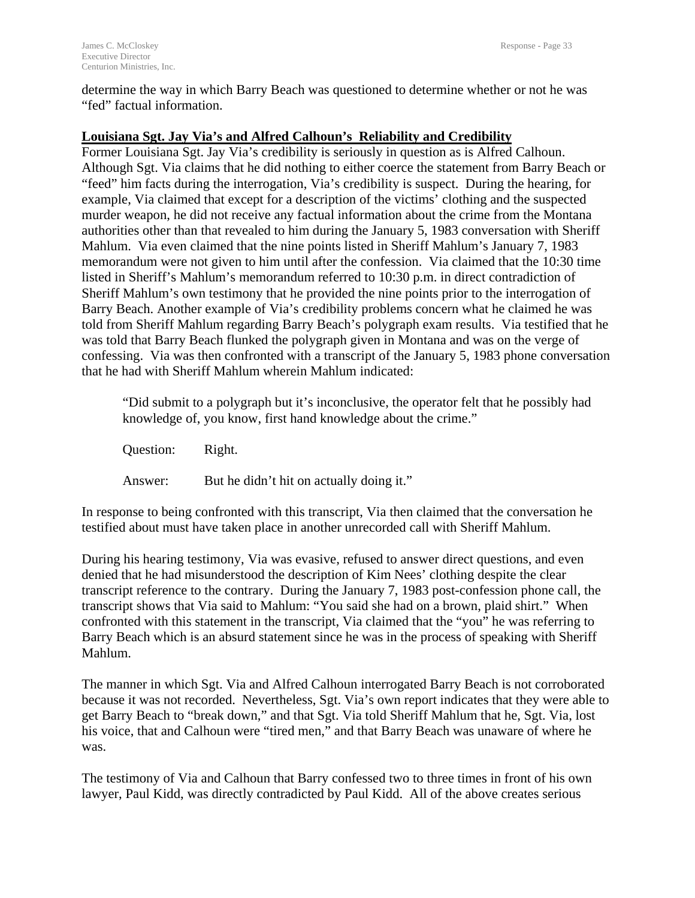determine the way in which Barry Beach was questioned to determine whether or not he was "fed" factual information.

## Louisiana Sgt. Jay Via's and Alfred Calhoun's Reliability and Credibility

Former Louisiana Sgt. Jay Via's credibility is seriously in question as is Alfred Calhoun. Although Sgt. Via claims that he did nothing to either coerce the statement from Barry Beach or "feed" him facts during the interrogation, Via's credibility is suspect. During the hearing, for example, Via claimed that except for a description of the victims' clothing and the suspected murder weapon, he did not receive any factual information about the crime from the Montana authorities other than that revealed to him during the January 5, 1983 conversation with Sheriff Mahlum. Via even claimed that the nine points listed in Sheriff Mahlum's January 7, 1983 memorandum were not given to him until after the confession. Via claimed that the 10:30 time listed in Sheriff's Mahlum's memorandum referred to 10:30 p.m. in direct contradiction of Sheriff Mahlum's own testimony that he provided the nine points prior to the interrogation of Barry Beach. Another example of Via's credibility problems concern what he claimed he was told from Sheriff Mahlum regarding Barry Beach's polygraph exam results. Via testified that he was told that Barry Beach flunked the polygraph given in Montana and was on the verge of confessing. Via was then confronted with a transcript of the January 5, 1983 phone conversation that he had with Sheriff Mahlum wherein Mahlum indicated:

> "Did submit to a polygraph but it's inconclusive, the operator felt that he possibly had knowledge of, you know, first hand knowledge about the crime."
>
> Question: Right.
>
> Answer: But he didn't hit on actually doing it."

In response to being confronted with this transcript, Via then claimed that the conversation he testified about must have taken place in another unrecorded call with Sheriff Mahlum.

During his hearing testimony, Via was evasive, refused to answer direct questions, and even denied that he had misunderstood the description of Kim Nees' clothing despite the clear transcript reference to the contrary. During the January 7, 1983 post-confession phone call, the transcript shows that Via said to Mahlum: "You said she had on a brown, plaid shirt." When confronted with this statement in the transcript, Via claimed that the "you" he was referring to Barry Beach which is an absurd statement since he was in the process of speaking with Sheriff Mahlum.

The manner in which Sgt. Via and Alfred Calhoun interrogated Barry Beach is not corroborated because it was not recorded. Nevertheless, Sgt. Via's own report indicates that they were able to get Barry Beach to "break down," and that Sgt. Via told Sheriff Mahlum that he, Sgt. Via, lost his voice, that and Calhoun were "tired men," and that Barry Beach was unaware of where he was.

The testimony of Via and Calhoun that Barry confessed two to three times in front of his own lawyer, Paul Kidd, was directly contradicted by Paul Kidd. All of the above creates serious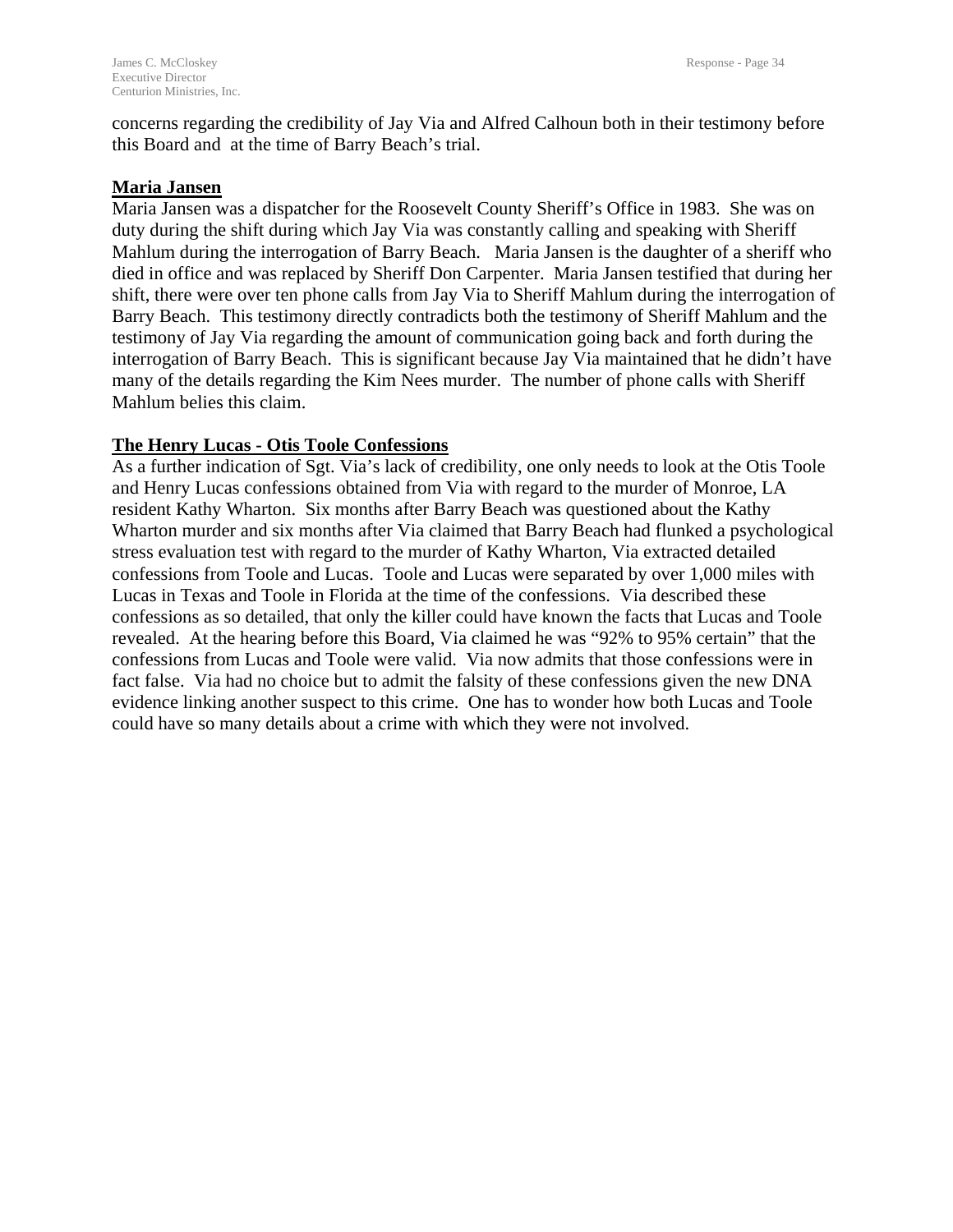concerns regarding the credibility of Jay Via and Alfred Calhoun both in their testimony before this Board and at the time of Barry Beach's trial.

**Maria Jansen**

Maria Jansen was a dispatcher for the Roosevelt County Sheriff's Office in 1983. She was on duty during the shift during which Jay Via was constantly calling and speaking with Sheriff Mahlum during the interrogation of Barry Beach. Maria Jansen is the daughter of a sheriff who died in office and was replaced by Sheriff Don Carpenter. Maria Jansen testified that during her shift, there were over ten phone calls from Jay Via to Sheriff Mahlum during the interrogation of Barry Beach. This testimony directly contradicts both the testimony of Sheriff Mahlum and the testimony of Jay Via regarding the amount of communication going back and forth during the interrogation of Barry Beach. This is significant because Jay Via maintained that he didn't have many of the details regarding the Kim Nees murder. The number of phone calls with Sheriff Mahlum belies this claim.

**The Henry Lucas - Otis Toole Confessions**

As a further indication of Sgt. Via's lack of credibility, one only needs to look at the Otis Toole and Henry Lucas confessions obtained from Via with regard to the murder of Monroe, LA resident Kathy Wharton. Six months after Barry Beach was questioned about the Kathy Wharton murder and six months after Via claimed that Barry Beach had flunked a psychological stress evaluation test with regard to the murder of Kathy Wharton, Via extracted detailed confessions from Toole and Lucas. Toole and Lucas were separated by over 1,000 miles with Lucas in Texas and Toole in Florida at the time of the confessions. Via described these confessions as so detailed, that only the killer could have known the facts that Lucas and Toole revealed. At the hearing before this Board, Via claimed he was "92% to 95% certain" that the confessions from Lucas and Toole were valid. Via now admits that those confessions were in fact false. Via had no choice but to admit the falsity of these confessions given the new DNA evidence linking another suspect to this crime. One has to wonder how both Lucas and Toole could have so many details about a crime with which they were not involved.